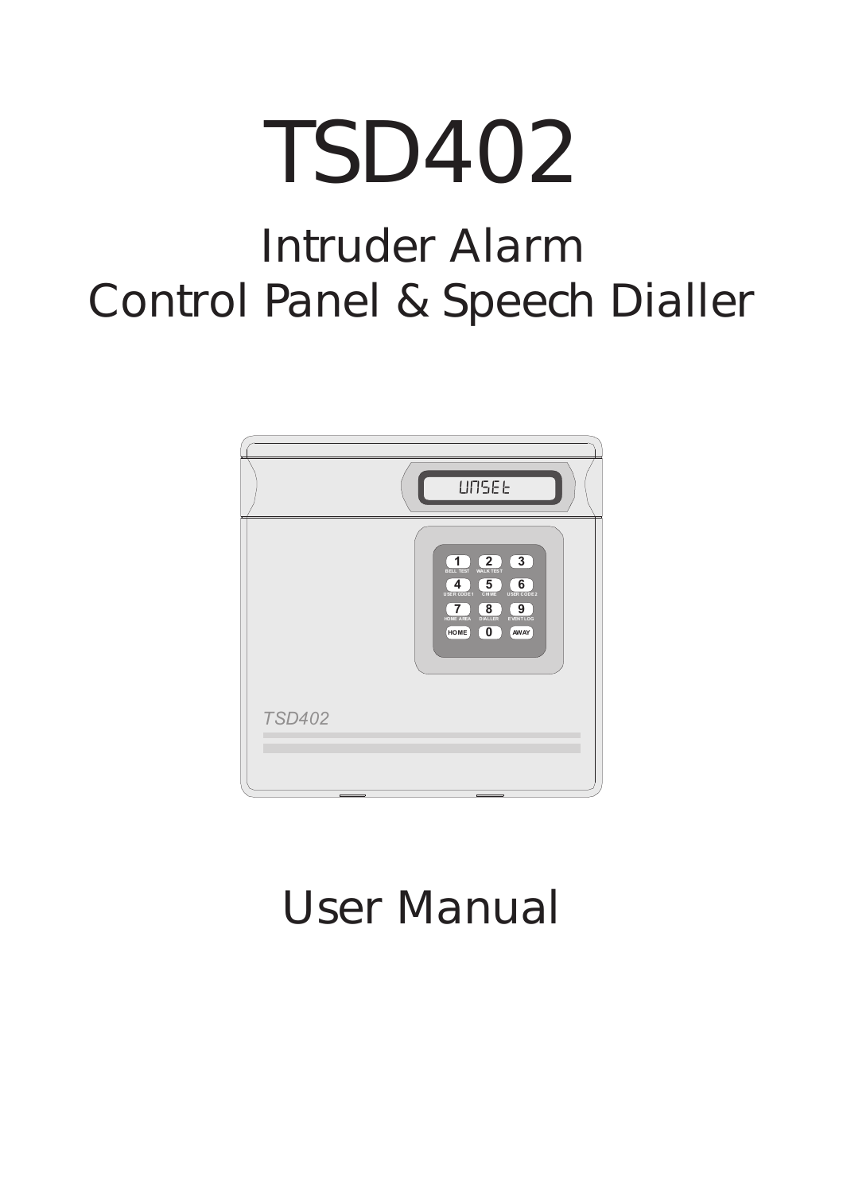# TSD402

## Intruder Alarm
## Control Panel & Speech Dialler

## User Manual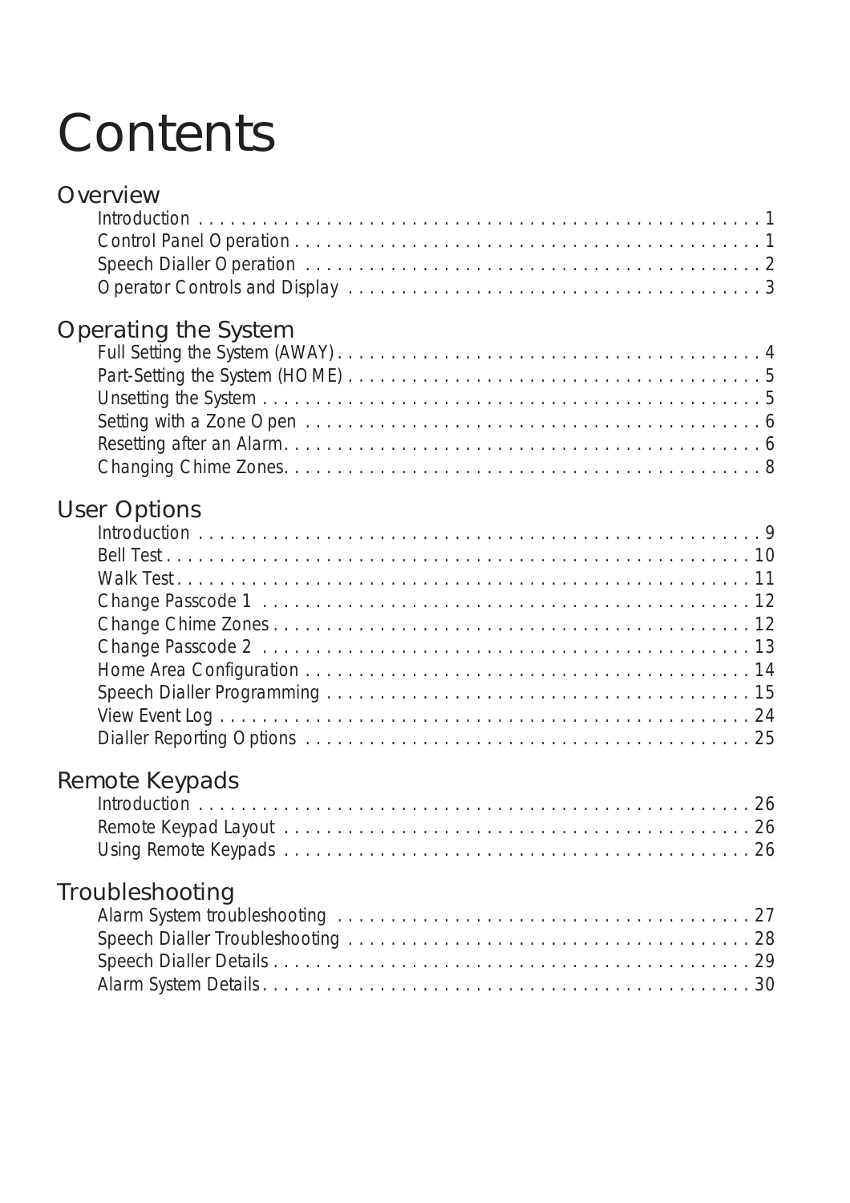# Contents

## Overview

- Introduction . . . . . . . . . . . . . . . . . . . . . . . . . . . . . . . . . . . . . . . . . . . . . . . . . . . . . 1
- Control Panel Operation . . . . . . . . . . . . . . . . . . . . . . . . . . . . . . . . . . . . . . . . . . . . . . 1
- Speech Dialler Operation . . . . . . . . . . . . . . . . . . . . . . . . . . . . . . . . . . . . . . . . . . . . . 2
- Operator Controls and Display . . . . . . . . . . . . . . . . . . . . . . . . . . . . . . . . . . . . . . . . 3

## Operating the System

- Full Setting the System (AWAY) . . . . . . . . . . . . . . . . . . . . . . . . . . . . . . . . . . . . . . . . 4
- Part-Setting the System (HOME) . . . . . . . . . . . . . . . . . . . . . . . . . . . . . . . . . . . . . . . . 5
- Unsetting the System . . . . . . . . . . . . . . . . . . . . . . . . . . . . . . . . . . . . . . . . . . . . . . . . 5
- Setting with a Zone Open . . . . . . . . . . . . . . . . . . . . . . . . . . . . . . . . . . . . . . . . . . . . . 6
- Resetting after an Alarm . . . . . . . . . . . . . . . . . . . . . . . . . . . . . . . . . . . . . . . . . . . . . . 6
- Changing Chime Zones . . . . . . . . . . . . . . . . . . . . . . . . . . . . . . . . . . . . . . . . . . . . . . . 8

## User Options

- Introduction . . . . . . . . . . . . . . . . . . . . . . . . . . . . . . . . . . . . . . . . . . . . . . . . . . . . . . 9
- Bell Test . . . . . . . . . . . . . . . . . . . . . . . . . . . . . . . . . . . . . . . . . . . . . . . . . . . . . . . . . 10
- Walk Test . . . . . . . . . . . . . . . . . . . . . . . . . . . . . . . . . . . . . . . . . . . . . . . . . . . . . . . . 11
- Change Passcode 1 . . . . . . . . . . . . . . . . . . . . . . . . . . . . . . . . . . . . . . . . . . . . . . . . 12
- Change Chime Zones . . . . . . . . . . . . . . . . . . . . . . . . . . . . . . . . . . . . . . . . . . . . . . . 12
- Change Passcode 2 . . . . . . . . . . . . . . . . . . . . . . . . . . . . . . . . . . . . . . . . . . . . . . . . 13
- Home Area Configuration . . . . . . . . . . . . . . . . . . . . . . . . . . . . . . . . . . . . . . . . . . . . 14
- Speech Dialler Programming . . . . . . . . . . . . . . . . . . . . . . . . . . . . . . . . . . . . . . . . . . 15
- View Event Log . . . . . . . . . . . . . . . . . . . . . . . . . . . . . . . . . . . . . . . . . . . . . . . . . . . . 24
- Dialler Reporting Options . . . . . . . . . . . . . . . . . . . . . . . . . . . . . . . . . . . . . . . . . . . . 25

## Remote Keypads

- Introduction . . . . . . . . . . . . . . . . . . . . . . . . . . . . . . . . . . . . . . . . . . . . . . . . . . . . . 26
- Remote Keypad Layout . . . . . . . . . . . . . . . . . . . . . . . . . . . . . . . . . . . . . . . . . . . . . . 26
- Using Remote Keypads . . . . . . . . . . . . . . . . . . . . . . . . . . . . . . . . . . . . . . . . . . . . . . 26

## Troubleshooting

- Alarm System troubleshooting . . . . . . . . . . . . . . . . . . . . . . . . . . . . . . . . . . . . . . . . . 27
- Speech Dialler Troubleshooting . . . . . . . . . . . . . . . . . . . . . . . . . . . . . . . . . . . . . . . . 28
- Speech Dialler Details . . . . . . . . . . . . . . . . . . . . . . . . . . . . . . . . . . . . . . . . . . . . . . . 29
- Alarm System Details . . . . . . . . . . . . . . . . . . . . . . . . . . . . . . . . . . . . . . . . . . . . . . . 30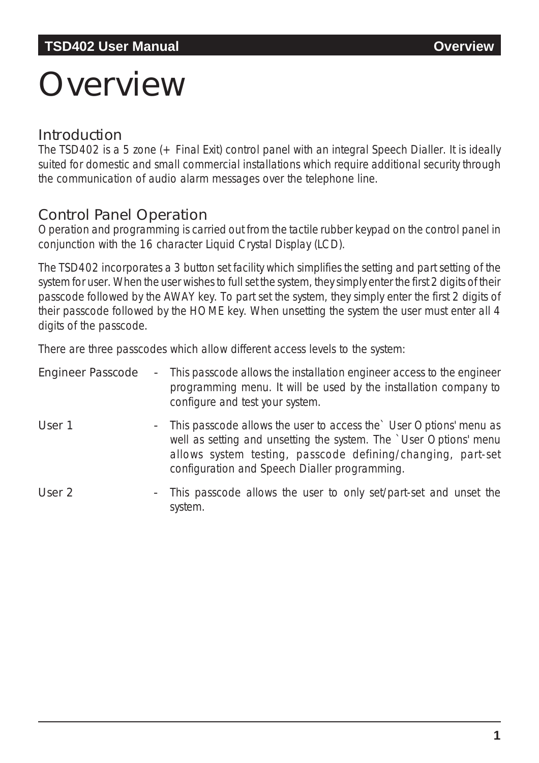# Overview

## Introduction

The TSD402 is a 5 zone (+ Final Exit) control panel with an integral Speech Dialler. It is ideally suited for domestic and small commercial installations which require additional security through the communication of audio alarm messages over the telephone line.

## Control Panel Operation

Operation and programming is carried out from the tactile rubber keypad on the control panel in conjunction with the 16 character Liquid Crystal Display (LCD).

The TSD402 incorporates a 3 button set facility which simplifies the setting and part setting of the system for user. When the user wishes to full set the system, they simply enter the first 2 digits of their passcode followed by the AWAY key. To part set the system, they simply enter the first 2 digits of their passcode followed by the HOME key. When unsetting the system the user must enter all 4 digits of the passcode.

There are three passcodes which allow different access levels to the system:

Engineer Passcode - This passcode allows the installation engineer access to the engineer programming menu. It will be used by the installation company to configure and test your system.

User 1 - This passcode allows the user to access the`User Options' menu as well as setting and unsetting the system. The `User Options' menu allows system testing, passcode defining/changing, part-set configuration and Speech Dialler programming.

User 2 - This passcode allows the user to only set/part-set and unset the system.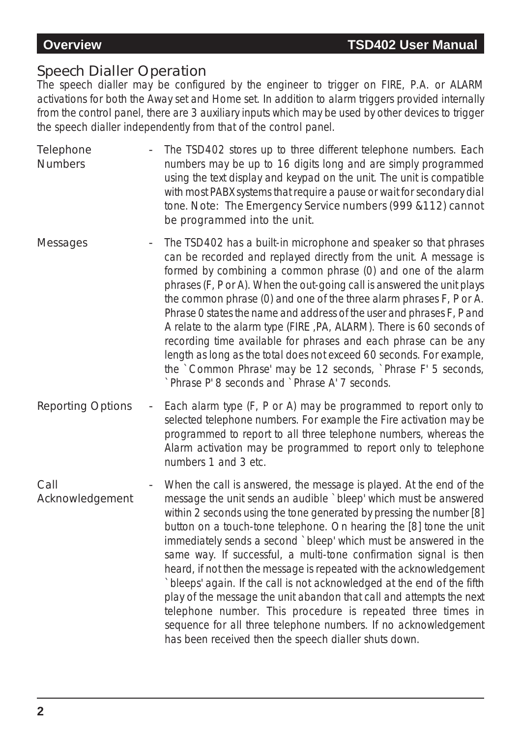## Speech Dialler Operation

The speech dialler may be configured by the engineer to trigger on FIRE, P.A. or ALARM activations for both the Away set and Home set. In addition to alarm triggers provided internally from the control panel, there are 3 auxiliary inputs which may be used by other devices to trigger the speech dialler independently from that of the control panel.

**Telephone Numbers** - The TSD402 stores up to three different telephone numbers. Each numbers may be up to 16 digits long and are simply programmed using the text display and keypad on the unit. The unit is compatible with most PABX systems that require a pause or wait for secondary dial tone. Note: The Emergency Service numbers (999 &112) cannot be programmed into the unit.

**Messages** - The TSD402 has a built-in microphone and speaker so that phrases can be recorded and replayed directly from the unit. A message is formed by combining a common phrase (0) and one of the alarm phrases (F, P or A). When the out-going call is answered the unit plays the common phrase (0) and one of the three alarm phrases F, P or A. Phrase 0 states the name and address of the user and phrases F, P and A relate to the alarm type (FIRE ,PA, ALARM). There is 60 seconds of recording time available for phrases and each phrase can be any length as long as the total does not exceed 60 seconds. For example, the `Common Phrase' may be 12 seconds, `Phrase F' 5 seconds, `Phrase P' 8 seconds and `Phrase A' 7 seconds.

**Reporting Options** - Each alarm type (F, P or A) may be programmed to report only to selected telephone numbers. For example the Fire activation may be programmed to report to all three telephone numbers, whereas the Alarm activation may be programmed to report only to telephone numbers 1 and 3 etc.

**Call Acknowledgement** - When the call is answered, the message is played. At the end of the message the unit sends an audible `bleep' which must be answered within 2 seconds using the tone generated by pressing the number [8] button on a touch-tone telephone. On hearing the [8] tone the unit immediately sends a second `bleep' which must be answered in the same way. If successful, a multi-tone confirmation signal is then heard, if not then the message is repeated with the acknowledgement `bleeps' again. If the call is not acknowledged at the end of the fifth play of the message the unit abandon that call and attempts the next telephone number. This procedure is repeated three times in sequence for all three telephone numbers. If no acknowledgement has been received then the speech dialler shuts down.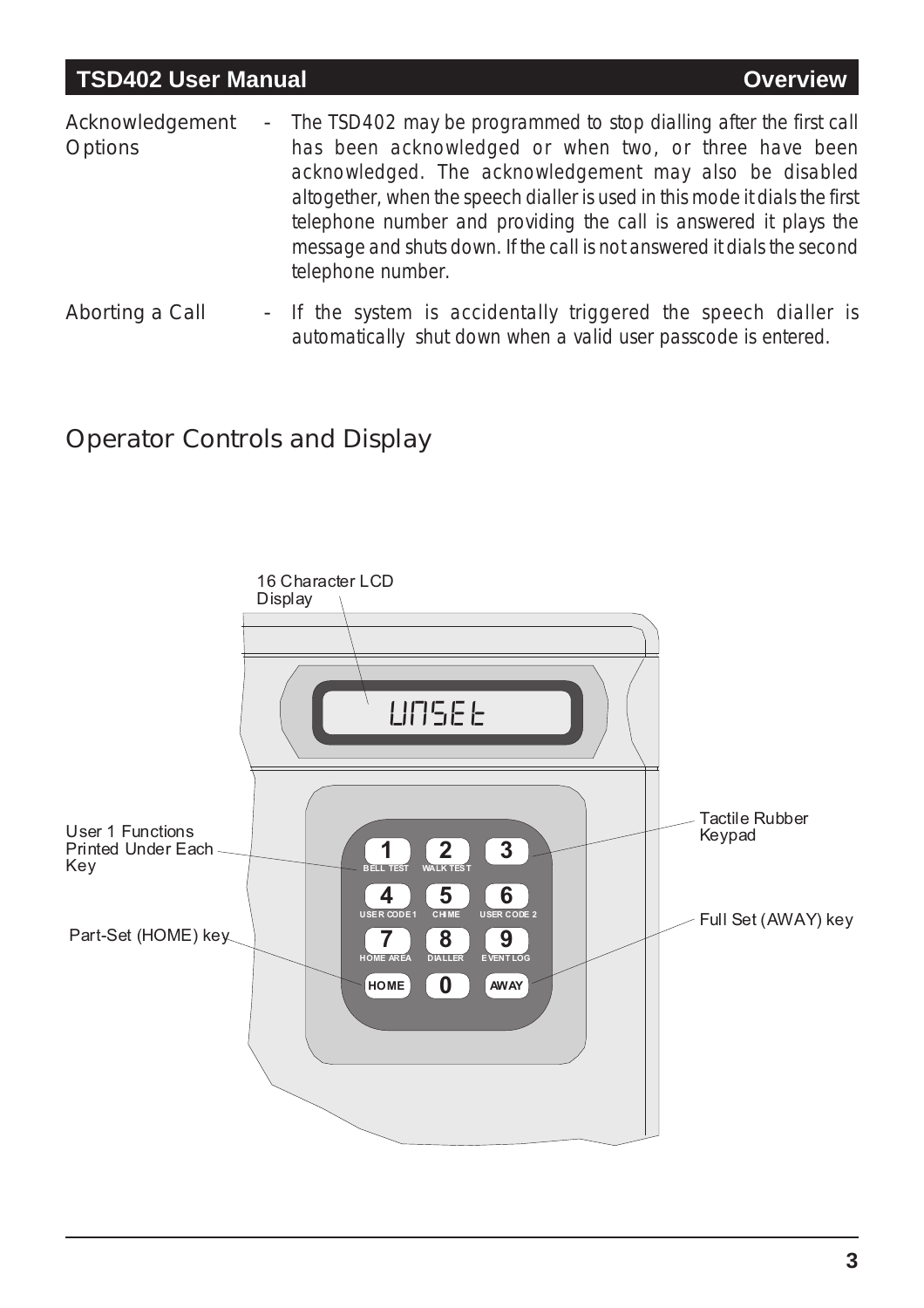Acknowledgement Options - The TSD402 may be programmed to stop dialling after the first call has been acknowledged or when two, or three have been acknowledged. The acknowledgement may also be disabled altogether, when the speech dialler is used in this mode it dials the first telephone number and providing the call is answered it plays the message and shuts down. If the call is not answered it dials the second telephone number.

Aborting a Call - If the system is accidentally triggered the speech dialler is automatically shut down when a valid user passcode is entered.

## Operator Controls and Display

16 Character LCD Display

UNSET

User 1 Functions Printed Under Each Key

Tactile Rubber Keypad

1 BELL TEST
2 WALK TEST
3
4 USER CODE 1
5 CHIME
6 USER CODE 2
7 HOME AREA
8 DIALLER
9 EVENT LOG
HOME
0
AWAY

Part-Set (HOME) key

Full Set (AWAY) key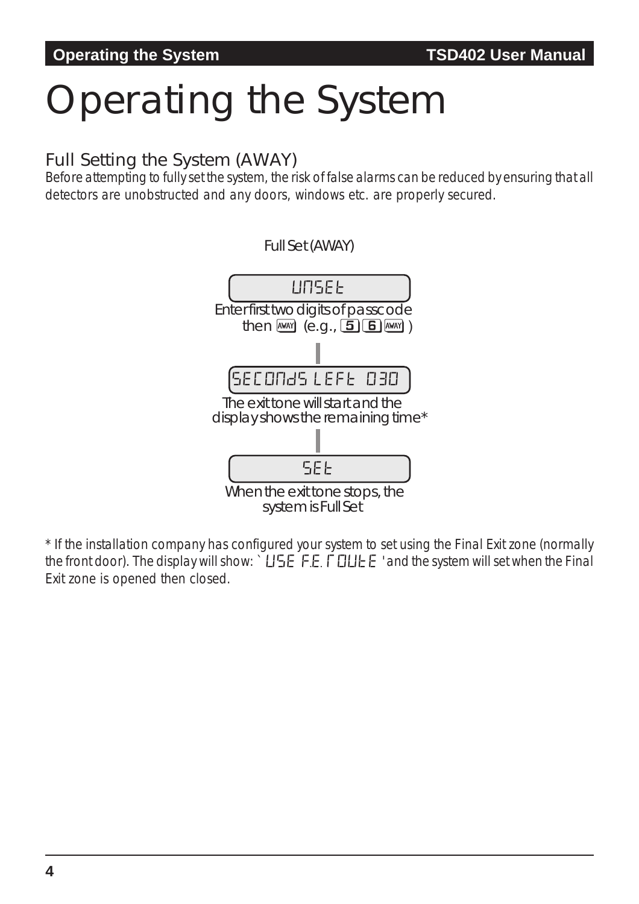# Operating the System

## Full Setting the System (AWAY)

*Before attempting to fully set the system, the risk of false alarms can be reduced by ensuring that all detectors are unobstructed and any doors, windows etc. are properly secured.*

Full Set (AWAY)

`UNSET`

Enter first two digits of passcode then [AWAY] (e.g., [5] [6] [AWAY] )

`SECONDS LEFT 030`

The exit tone will start and the display shows the remaining time*

`SET`

When the exit tone stops, the system is Full Set

*\* If the installation company has configured your system to set using the Final Exit zone (normally the front door). The display will show: `USE F.E. ROUTE` and the system will set when the Final Exit zone is opened then closed.*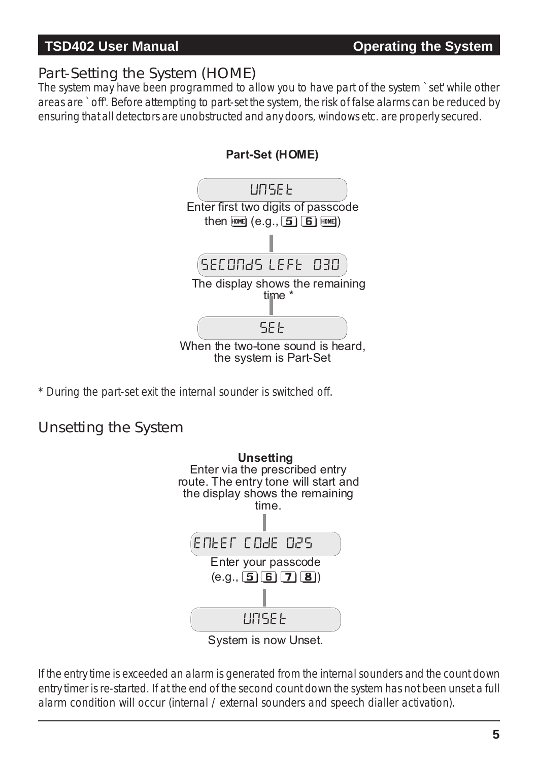## Part-Setting the System (HOME)

*The system may have been programmed to allow you to have part of the system `set' while other areas are `off'. Before attempting to part-set the system, the risk of false alarms can be reduced by ensuring that all detectors are unobstructed and any doors, windows etc. are properly secured.*

**Part-Set (HOME)**

UNSET

Enter first two digits of passcode then HOME (e.g., 5 6 HOME)

SECONdS LEFt 030

The display shows the remaining time *

SEt

When the two-tone sound is heard, the system is Part-Set

*\* During the part-set exit the internal sounder is switched off.*

## Unsetting the System

**Unsetting**

Enter via the prescribed entry route. The entry tone will start and the display shows the remaining time.

ENtEr COdE 025

Enter your passcode (e.g., 5 6 7 8)

UNSEt

System is now Unset.

*If the entry time is exceeded an alarm is generated from the internal sounders and the count down entry timer is re-started. If at the end of the second count down the system has not been unset a full alarm condition will occur (internal / external sounders and speech dialler activation).*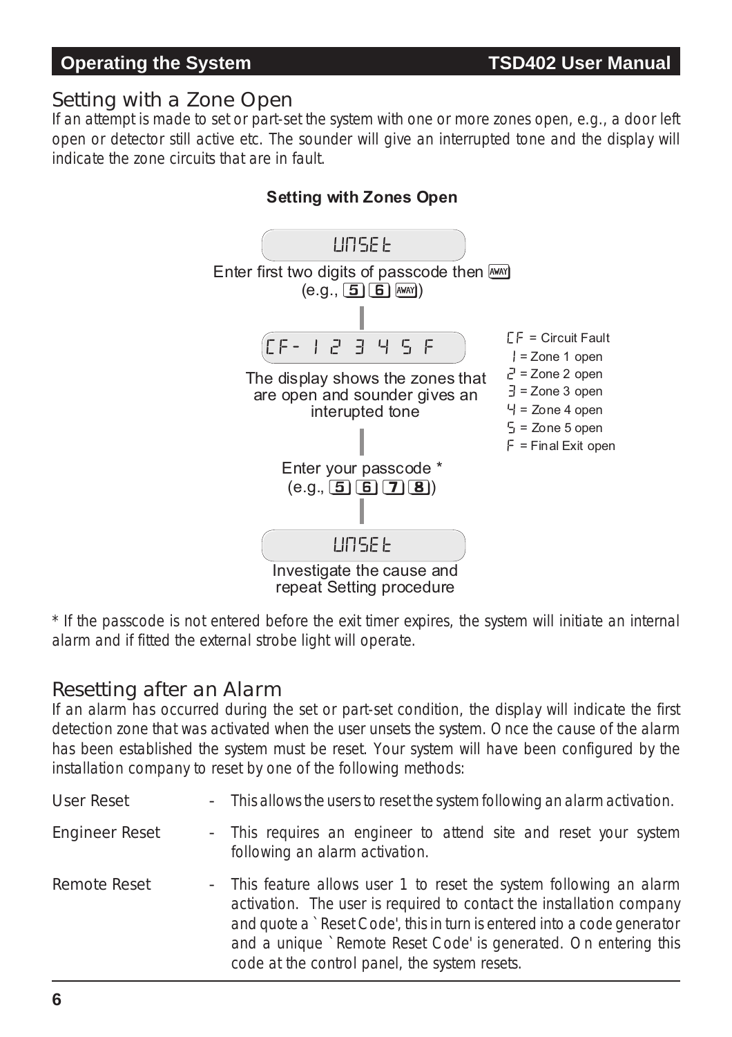## Setting with a Zone Open

*If an attempt is made to set or part-set the system with one or more zones open, e.g., a door left open or detector still active etc. The sounder will give an interrupted tone and the display will indicate the zone circuits that are in fault.*

**Setting with Zones Open**

UNSET

Enter first two digits of passcode then AWAY
(e.g., 5 6 AWAY)

CF- 1 2 3 4 5 F

The display shows the zones that are open and sounder gives an interupted tone

CF = Circuit Fault
1 = Zone 1 open
2 = Zone 2 open
3 = Zone 3 open
4 = Zone 4 open
5 = Zone 5 open
F = Final Exit open

Enter your passcode *
(e.g., 5 6 7 8)

UNSET

Investigate the cause and repeat Setting procedure

*\* If the passcode is not entered before the exit timer expires, the system will initiate an internal alarm and if fitted the external strobe light will operate.*

## Resetting after an Alarm

*If an alarm has occurred during the set or part-set condition, the display will indicate the first detection zone that was activated when the user unsets the system. Once the cause of the alarm has been established the system must be reset. Your system will have been configured by the installation company to reset by one of the following methods:*

User Reset - *This allows the users to reset the system following an alarm activation.*

Engineer Reset - *This requires an engineer to attend site and reset your system following an alarm activation.*

Remote Reset - *This feature allows user 1 to reset the system following an alarm activation. The user is required to contact the installation company and quote a `Reset Code', this in turn is entered into a code generator and a unique `Remote Reset Code' is generated. On entering this code at the control panel, the system resets.*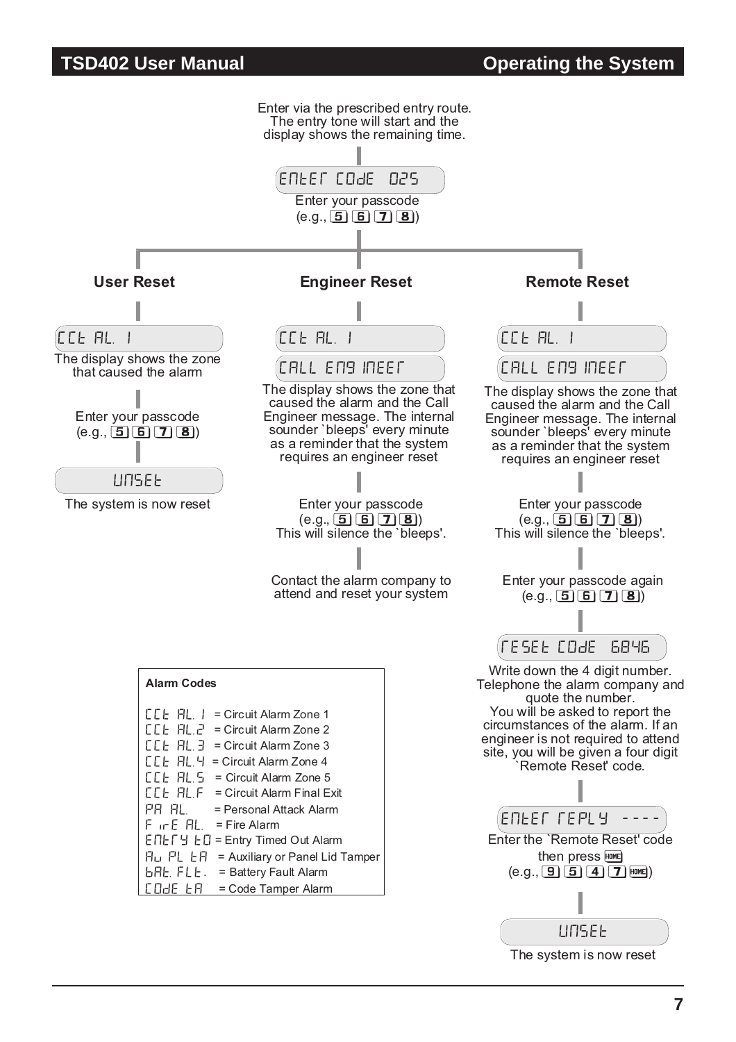Enter via the prescribed entry route. The entry tone will start and the display shows the remaining time.

`ENTER CODE 025`

Enter your passcode (e.g., 5 6 7 8)

### User Reset

`CCt AL. 1`

The display shows the zone that caused the alarm

Enter your passcode (e.g., 5 6 7 8)

`UNSEt`

The system is now reset

### Engineer Reset

`CCt AL. 1`

`CALL ENGINEER`

The display shows the zone that caused the alarm and the Call Engineer message. The internal sounder `bleeps' every minute as a reminder that the system requires an engineer reset

Enter your passcode (e.g., 5 6 7 8) This will silence the `bleeps'.

Contact the alarm company to attend and reset your system

### Remote Reset

`CCt AL. 1`

`CALL ENGINEER`

The display shows the zone that caused the alarm and the Call Engineer message. The internal sounder `bleeps' every minute as a reminder that the system requires an engineer reset

Enter your passcode (e.g., 5 6 7 8) This will silence the `bleeps'.

Enter your passcode again (e.g., 5 6 7 8)

`RESEt CODE 6846`

Write down the 4 digit number. Telephone the alarm company and quote the number. You will be asked to report the circumstances of the alarm. If an engineer is not required to attend site, you will be given a four digit `Remote Reset' code.

`ENtER REPLY ----`

Enter the `Remote Reset' code then press HOME (e.g., 9 5 4 7 HOME)

`UNSEt`

The system is now reset

**Alarm Codes**

| Code | Meaning |
|---|---|
| CCt AL. 1 | Circuit Alarm Zone 1 |
| CCt AL.2 | Circuit Alarm Zone 2 |
| CCt AL.3 | Circuit Alarm Zone 3 |
| CCt AL.4 | Circuit Alarm Zone 4 |
| CCt AL.5 | Circuit Alarm Zone 5 |
| CCt AL.F | Circuit Alarm Final Exit |
| PA AL. | Personal Attack Alarm |
| FirE AL. | Fire Alarm |
| ENtrY tO | Entry Timed Out Alarm |
| Au PL tA | Auxiliary or Panel Lid Tamper |
| bAt. FLt. | Battery Fault Alarm |
| COdE tA | Code Tamper Alarm |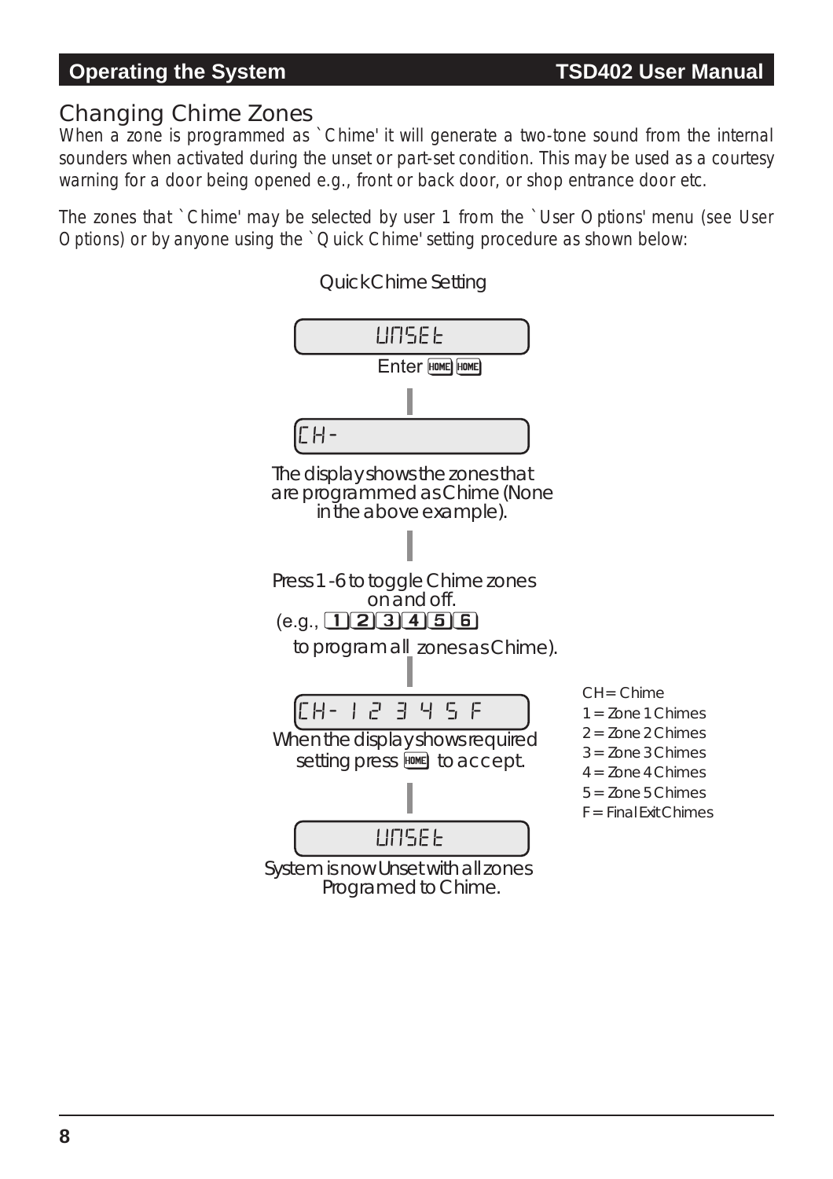## Changing Chime Zones

When a zone is programmed as `Chime' it will generate a two-tone sound from the internal sounders when activated during the unset or part-set condition. This may be used as a courtesy warning for a door being opened e.g., front or back door, or shop entrance door etc.

The zones that `Chime' may be selected by user 1 from the `User Options' menu (see User Options) or by anyone using the `Quick Chime' setting procedure as shown below:

### Quick Chime Setting

UNSEt

Enter HOME HOME

CH-

The display shows the zones that are programmed as Chime (None in the above example).

Press 1 -6 to toggle Chime zones on and off. (e.g., 1 2 3 4 5 6 to program all zones as Chime).

CH- 1 2 3 4 5 F

When the display shows required setting press HOME to accept.

UNSEt

System is now Unset with all zones Programed to Chime.

CH = Chime
1 = Zone 1 Chimes
2 = Zone 2 Chimes
3 = Zone 3 Chimes
4 = Zone 4 Chimes
5 = Zone 5 Chimes
F = Final Exit Chimes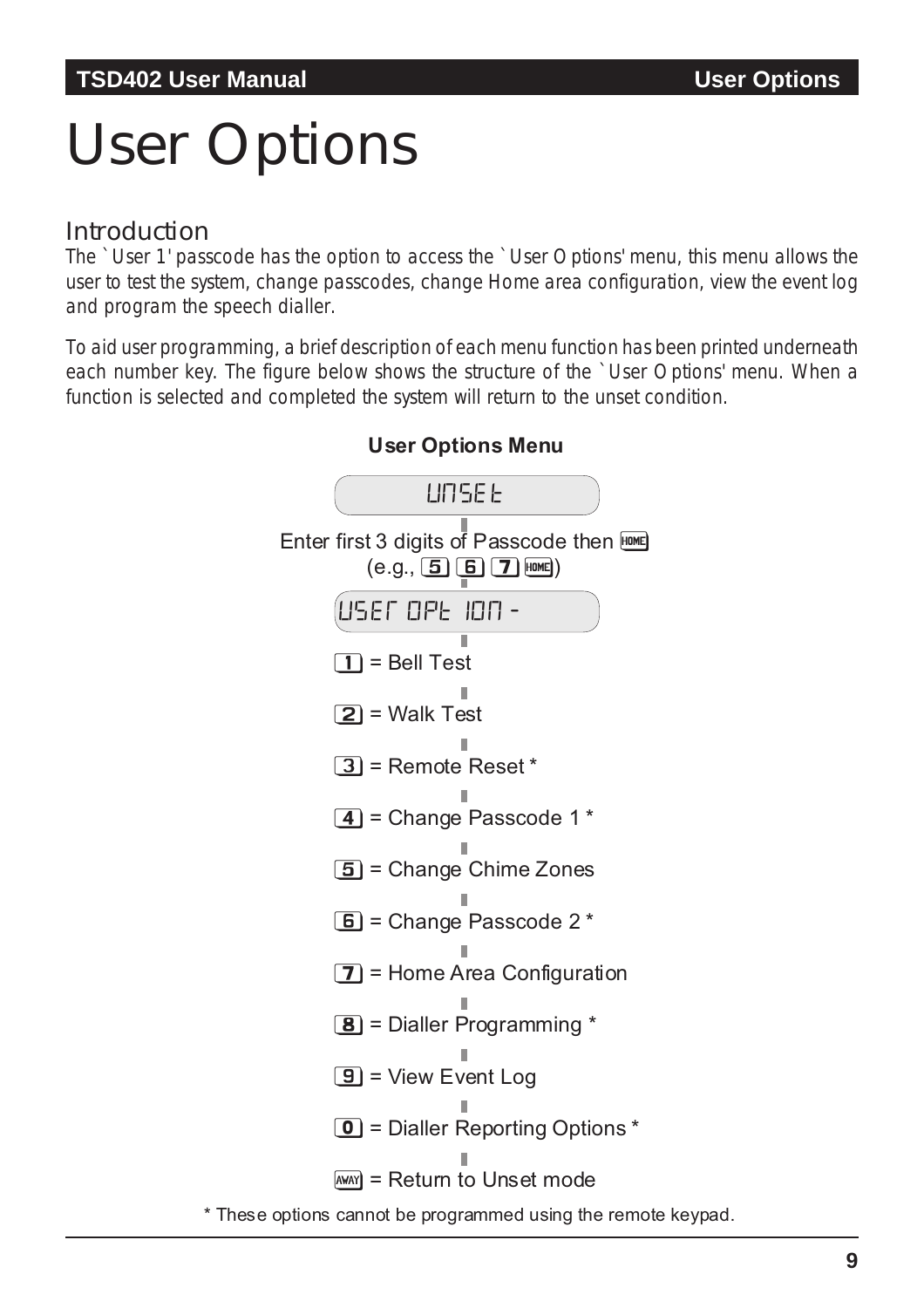# User Options

## Introduction

The `User 1' passcode has the option to access the `User Options' menu, this menu allows the user to test the system, change passcodes, change Home area configuration, view the event log and program the speech dialler.

To aid user programming, a brief description of each menu function has been printed underneath each number key. The figure below shows the structure of the `User Options' menu. When a function is selected and completed the system will return to the unset condition.

**User Options Menu**

UNSET

Enter first 3 digits of Passcode then HOME
(e.g., 5 6 7 HOME)

USER OPTION -

- 1 = Bell Test
- 2 = Walk Test
- 3 = Remote Reset *
- 4 = Change Passcode 1 *
- 5 = Change Chime Zones
- 6 = Change Passcode 2 *
- 7 = Home Area Configuration
- 8 = Dialler Programming *
- 9 = View Event Log
- 0 = Dialler Reporting Options *
- AWAY = Return to Unset mode

* These options cannot be programmed using the remote keypad.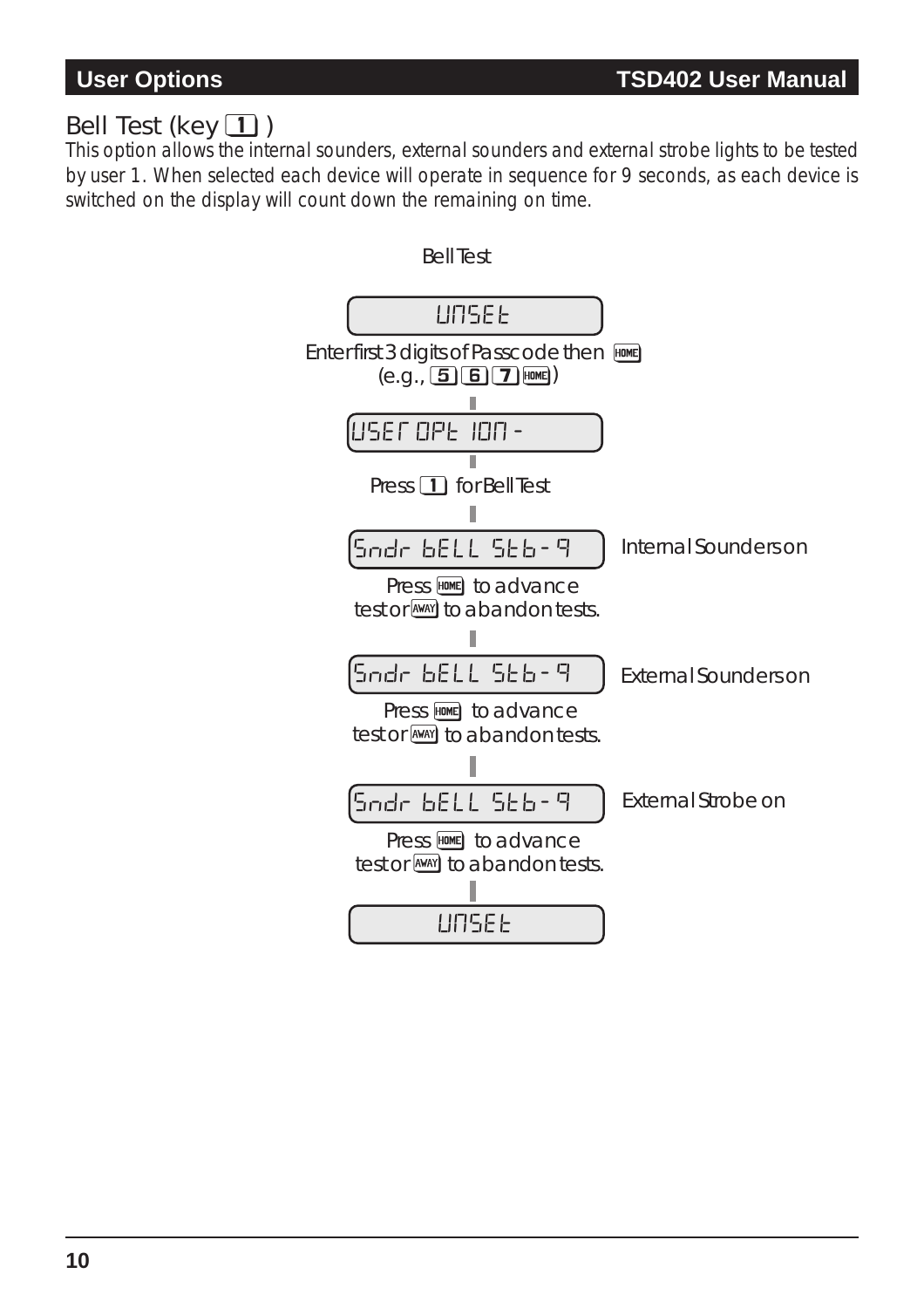## Bell Test (key 1)

This option allows the internal sounders, external sounders and external strobe lights to be tested by user 1. When selected each device will operate in sequence for 9 seconds, as each device is switched on the display will count down the remaining on time.

Bell Test

UNSEt

Enter first 3 digits of Passcode then HOME (e.g., 5 6 7 HOME)

USEr OPtION -

Press 1 for Bell Test

Sndr bELL Stb - 9 — Internal Sounders on

Press HOME to advance test or AWAY to abandon tests.

Sndr bELL Stb - 9 — External Sounders on

Press HOME to advance test or AWAY to abandon tests.

Sndr bELL Stb - 9 — External Strobe on

Press HOME to advance test or AWAY to abandon tests.

UNSEt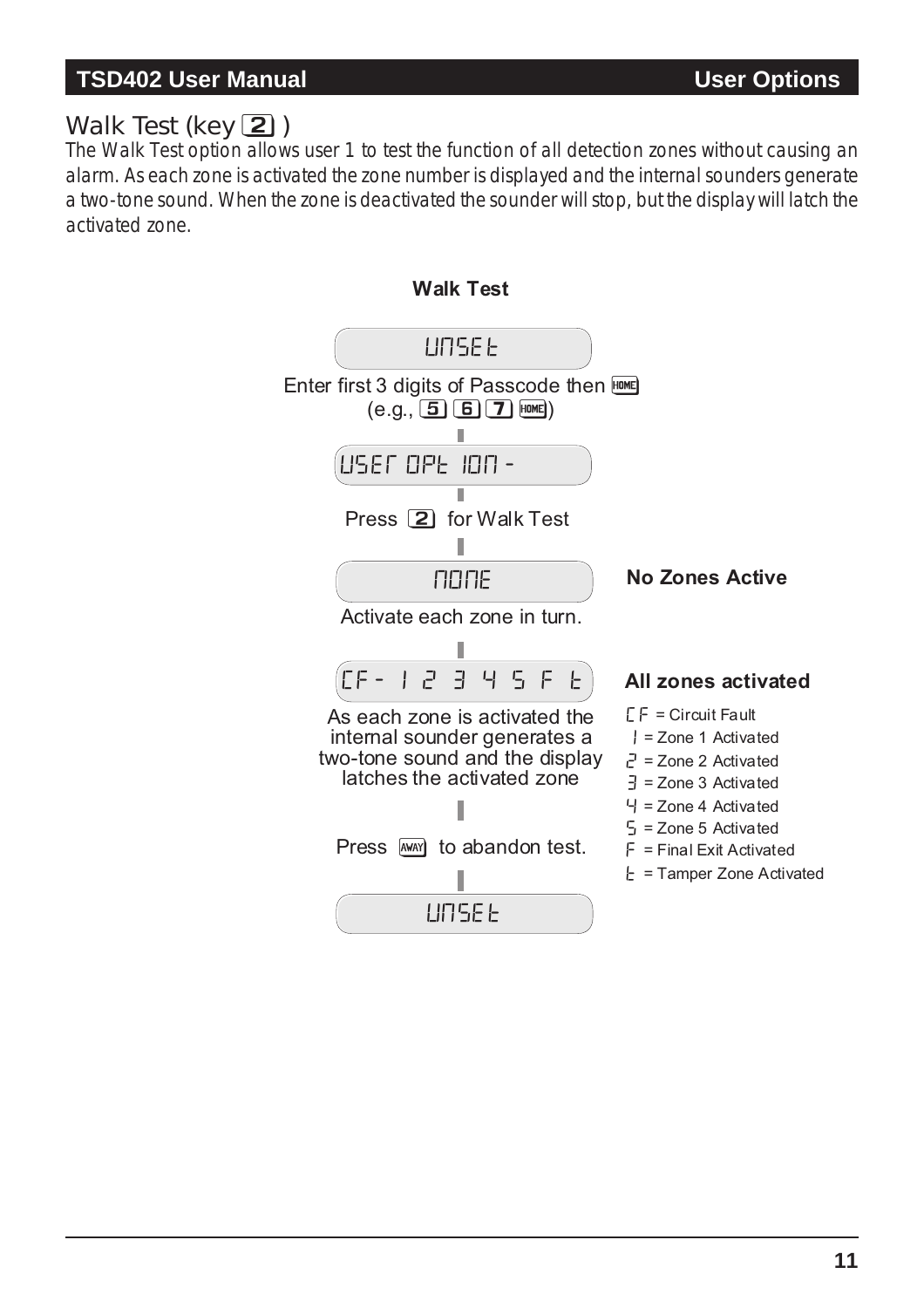## Walk Test (key 2)

*The Walk Test option allows user 1 to test the function of all detection zones without causing an alarm. As each zone is activated the zone number is displayed and the internal sounders generate a two-tone sound. When the zone is deactivated the sounder will stop, but the display will latch the activated zone.*

**Walk Test**

UNSET

Enter first 3 digits of Passcode then HOME
(e.g., 5 6 7 HOME)

USER OPTION -

Press 2 for Walk Test

NONE

**No Zones Active**

Activate each zone in turn.

CF - 1 2 3 4 5 F t

**All zones activated**

- CF = Circuit Fault
- 1 = Zone 1 Activated
- 2 = Zone 2 Activated
- 3 = Zone 3 Activated
- 4 = Zone 4 Activated
- 5 = Zone 5 Activated
- F = Final Exit Activated
- t = Tamper Zone Activated

As each zone is activated the internal sounder generates a two-tone sound and the display latches the activated zone

Press AWAY to abandon test.

UNSET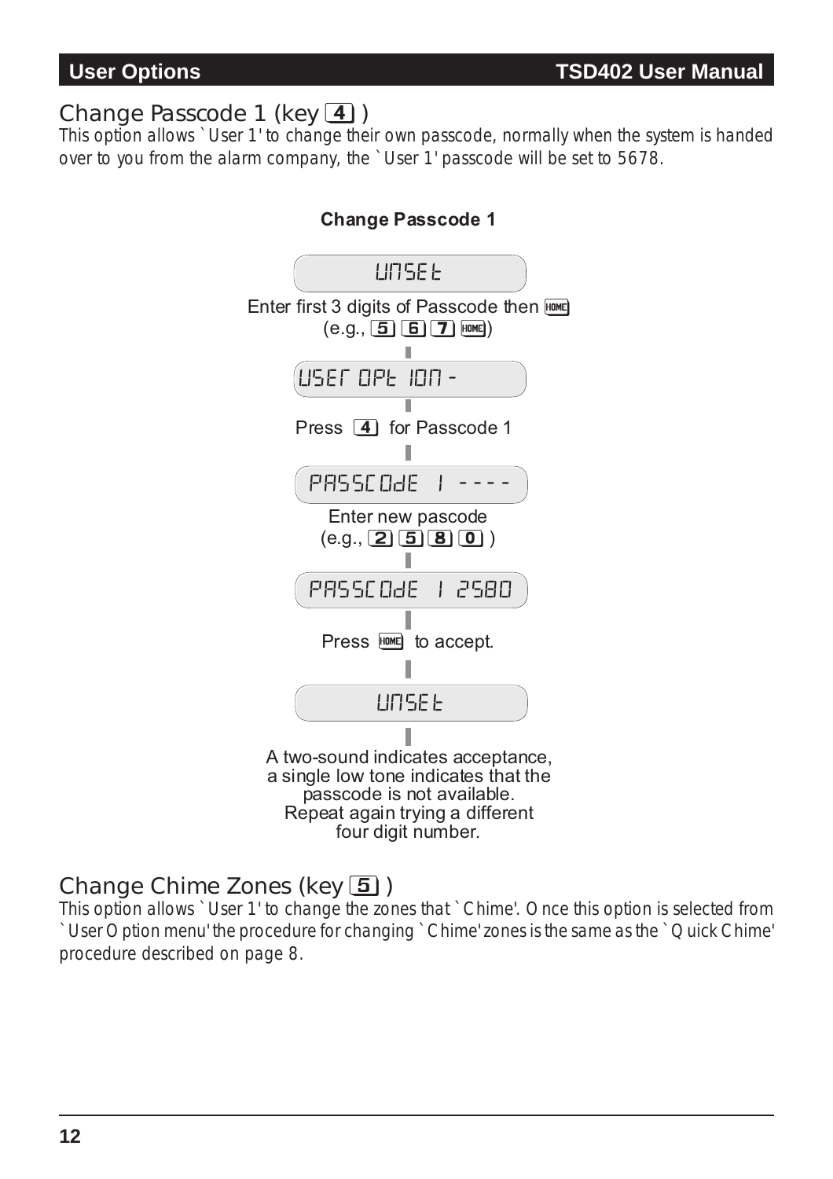## Change Passcode 1 (key 4)

This option allows `User 1' to change their own passcode, normally when the system is handed over to you from the alarm company, the `User 1' passcode will be set to 5678.

**Change Passcode 1**

UNSET

Enter first 3 digits of Passcode then HOME
(e.g., 5 6 7 HOME)

USER OPTION -

Press 4 for Passcode 1

PASSCODE 1 - - - -

Enter new pascode
(e.g., 2 5 8 0)

PASSCODE 1 2580

Press HOME to accept.

UNSET

A two-sound indicates acceptance, a single low tone indicates that the passcode is not available. Repeat again trying a different four digit number.

## Change Chime Zones (key 5)

This option allows `User 1' to change the zones that `Chime'. Once this option is selected from `User Option menu' the procedure for changing `Chime' zones is the same as the `Quick Chime' procedure described on page 8.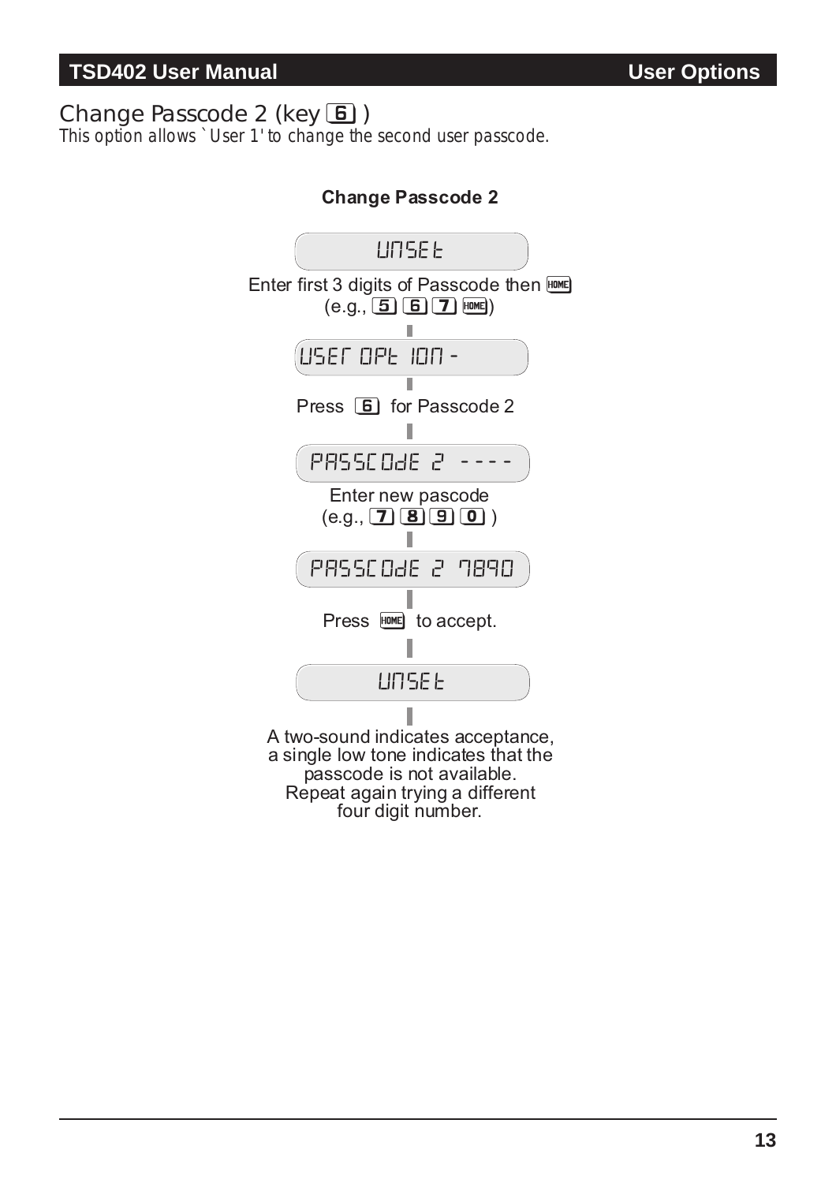## Change Passcode 2 (key [6] )

*This option allows `User 1' to change the second user passcode.*

**Change Passcode 2**

UNSET

Enter first 3 digits of Passcode then [HOME]
(e.g., [5] [6] [7] [HOME])

USER OPTION -

Press [6] for Passcode 2

PASSCODE 2 - - - -

Enter new pascode
(e.g., [7] [8] [9] [0] )

PASSCODE 2 7890

Press [HOME] to accept.

UNSET

A two-sound indicates acceptance,
a single low tone indicates that the
passcode is not available.
Repeat again trying a different
four digit number.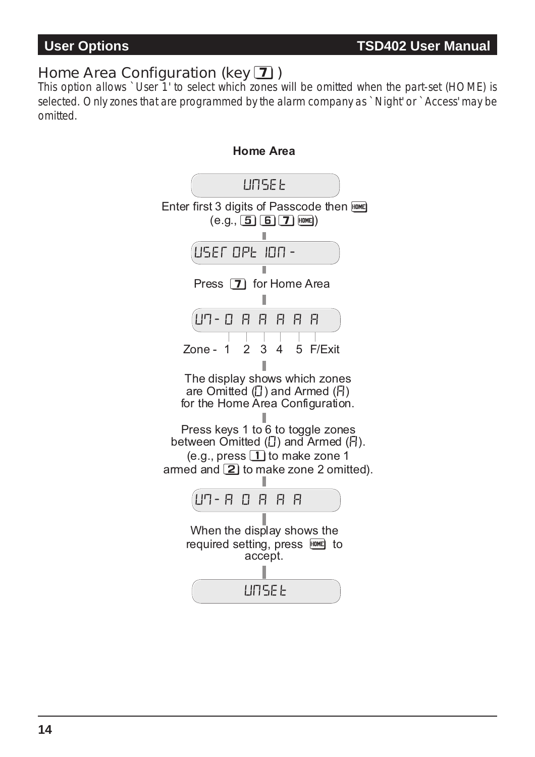## Home Area Configuration (key 7)

This option allows `User 1' to select which zones will be omitted when the part-set (HOME) is selected. Only zones that are programmed by the alarm company as `Night' or `Access' may be omitted.

**Home Area**

UNSET

Enter first 3 digits of Passcode then HOME
(e.g., 5 6 7 HOME)

USER OPTION -

Press 7 for Home Area

U7- O A A A A A

Zone - 1 2 3 4 5 F/Exit

The display shows which zones are Omitted (O) and Armed (A) for the Home Area Configuration.

Press keys 1 to 6 to toggle zones between Omitted (O) and Armed (A).
(e.g., press 1 to make zone 1 armed and 2 to make zone 2 omitted).

U7- A O A A A

When the display shows the required setting, press HOME to accept.

UNSET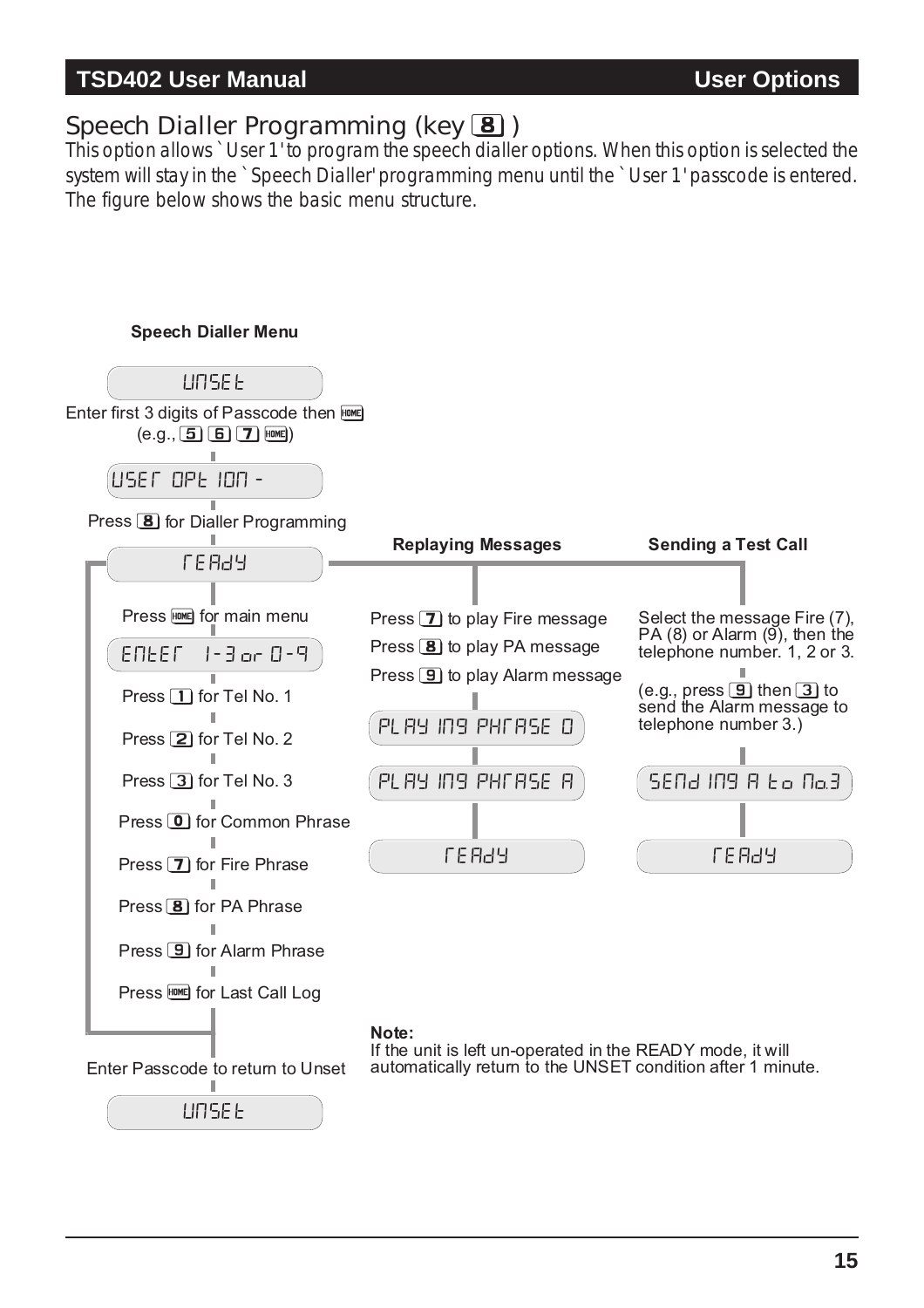## Speech Dialler Programming (key 8 )

This option allows `User 1' to program the speech dialler options. When this option is selected the system will stay in the `Speech Dialler' programming menu until the `User 1' passcode is entered. The figure below shows the basic menu structure.

**Speech Dialler Menu**

UNSET

Enter first 3 digits of Passcode then HOME (e.g., 5 6 7 HOME)

USER OPTION -

Press 8 for Dialler Programming

READY

Press HOME for main menu

ENTER 1-3 or 0-9

Press 1 for Tel No. 1

Press 2 for Tel No. 2

Press 3 for Tel No. 3

Press 0 for Common Phrase

Press 7 for Fire Phrase

Press 8 for PA Phrase

Press 9 for Alarm Phrase

Press HOME for Last Call Log

Enter Passcode to return to Unset

UNSET

**Replaying Messages**

Press 7 to play Fire message

Press 8 to play PA message

Press 9 to play Alarm message

PLAYING PHRASE 0

PLAYING PHRASE A

READY

**Sending a Test Call**

Select the message Fire (7), PA (8) or Alarm (9), then the telephone number. 1, 2 or 3.

(e.g., press 9 then 3 to send the Alarm message to telephone number 3.)

SENDING A to No.3

READY

**Note:**
If the unit is left un-operated in the READY mode, it will automatically return to the UNSET condition after 1 minute.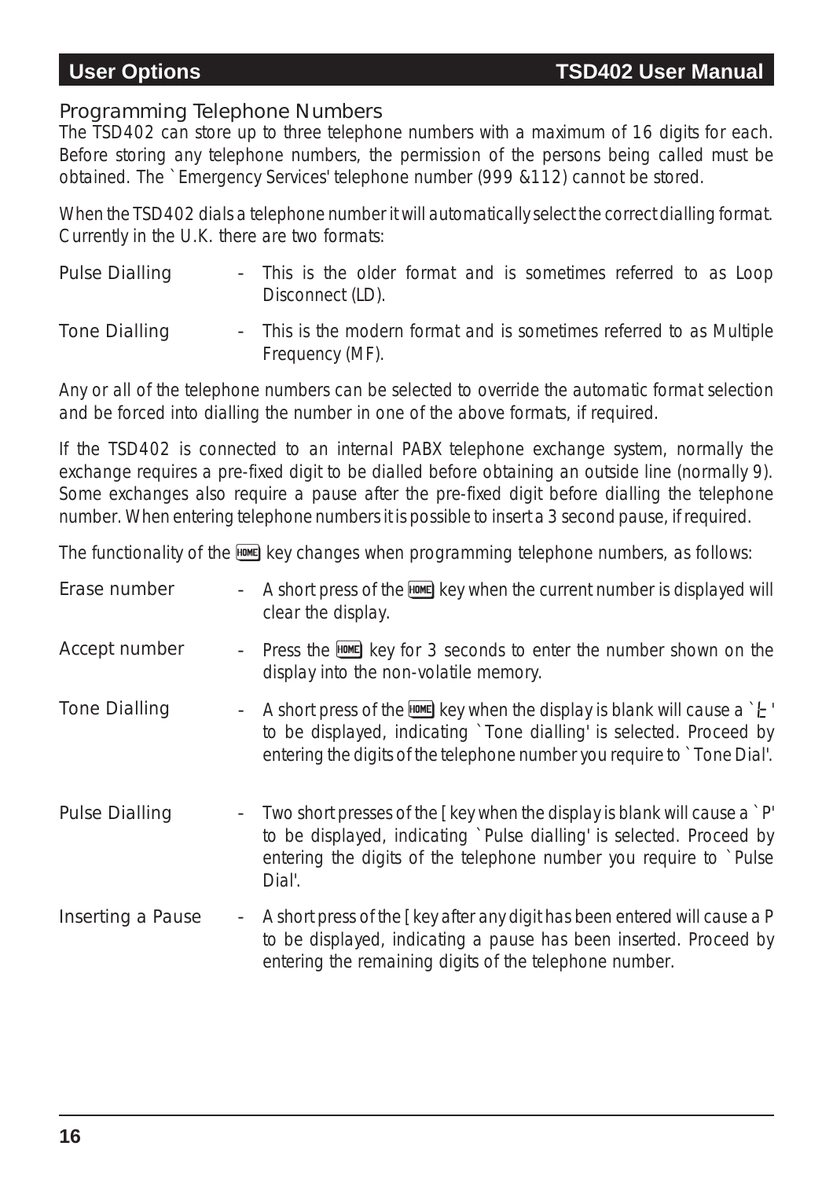## Programming Telephone Numbers

The TSD402 can store up to three telephone numbers with a maximum of 16 digits for each. Before storing any telephone numbers, the permission of the persons being called must be obtained. The `Emergency Services' telephone number (999 &112) cannot be stored.

When the TSD402 dials a telephone number it will automatically select the correct dialling format. Currently in the U.K. there are two formats:

- **Pulse Dialling** - This is the older format and is sometimes referred to as Loop Disconnect (LD).
- **Tone Dialling** - This is the modern format and is sometimes referred to as Multiple Frequency (MF).

Any or all of the telephone numbers can be selected to override the automatic format selection and be forced into dialling the number in one of the above formats, if required.

If the TSD402 is connected to an internal PABX telephone exchange system, normally the exchange requires a pre-fixed digit to be dialled before obtaining an outside line (normally 9). Some exchanges also require a pause after the pre-fixed digit before dialling the telephone number. When entering telephone numbers it is possible to insert a 3 second pause, if required.

The functionality of the HOME key changes when programming telephone numbers, as follows:

- **Erase number** - A short press of the HOME key when the current number is displayed will clear the display.
- **Accept number** - Press the HOME key for 3 seconds to enter the number shown on the display into the non-volatile memory.
- **Tone Dialling** - A short press of the HOME key when the display is blank will cause a `t' to be displayed, indicating `Tone dialling' is selected. Proceed by entering the digits of the telephone number you require to `Tone Dial'.
- **Pulse Dialling** - Two short presses of the [ key when the display is blank will cause a `P' to be displayed, indicating `Pulse dialling' is selected. Proceed by entering the digits of the telephone number you require to `Pulse Dial'.
- **Inserting a Pause** - A short press of the [ key after any digit has been entered will cause a P to be displayed, indicating a pause has been inserted. Proceed by entering the remaining digits of the telephone number.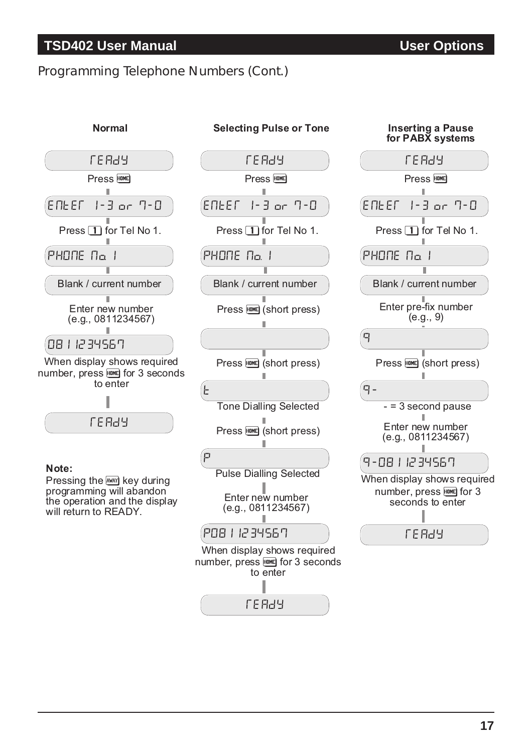## Programming Telephone Numbers (Cont.)

### Normal

- rEAdY
- Press [HOME]
- EntEr 1-3 or 7-0
- Press [1] for Tel No 1.
- PHONE No 1
- Blank / current number
- Enter new number (e.g., 0811234567)
- 0811234567
- When display shows required number, press [HOME] for 3 seconds to enter
- rEAdY

**Note:**
Pressing the [AWAY] key during programming will abandon the operation and the display will return to READY.

### Selecting Pulse or Tone

- rEAdY
- Press [HOME]
- EntEr 1-3 or 7-0
- Press [1] for Tel No 1.
- PHONE No 1
- Blank / current number
- Press [HOME] (short press)
- (blank display)
- Press [HOME] (short press)
- t
- Tone Dialling Selected
- Press [HOME] (short press)
- P
- Pulse Dialling Selected
- Enter new number (e.g., 0811234567)
- P0811234567
- When display shows required number, press [HOME] for 3 seconds to enter
- rEAdY

### Inserting a Pause for PABX systems

- rEAdY
- Press [HOME]
- EntEr 1-3 or 7-0
- Press [1] for Tel No 1.
- PHONE No 1
- Blank / current number
- Enter pre-fix number (e.g., 9)
- 9
- Press [HOME] (short press)
- 9-
- - = 3 second pause
- Enter new number (e.g., 0811234567)
- 9-0811234567
- When display shows required number, press [HOME] for 3 seconds to enter
- rEAdY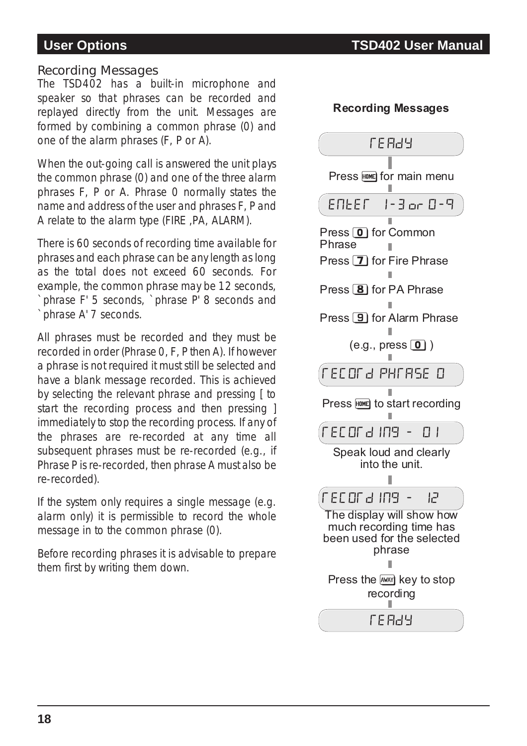## Recording Messages

The TSD402 has a built-in microphone and speaker so that phrases can be recorded and replayed directly from the unit. Messages are formed by combining a common phrase (0) and one of the alarm phrases (F, P or A).

When the out-going call is answered the unit plays the common phrase (0) and one of the three alarm phrases F, P or A. Phrase 0 normally states the name and address of the user and phrases F, P and A relate to the alarm type (FIRE ,PA, ALARM).

There is 60 seconds of recording time available for phrases and each phrase can be any length as long as the total does not exceed 60 seconds. For example, the common phrase may be 12 seconds, `phrase F' 5 seconds, `phrase P' 8 seconds and `phrase A' 7 seconds.

All phrases must be recorded and they must be recorded in order (Phrase 0, F, P then A). If however a phrase is not required it must still be selected and have a blank message recorded. This is achieved by selecting the relevant phrase and pressing [ to start the recording process and then pressing ] immediately to stop the recording process. If any of the phrases are re-recorded at any time all subsequent phrases must be re-recorded (e.g., if Phrase P is re-recorded, then phrase A must also be re-recorded).

If the system only requires a single message (e.g. alarm only) it is permissible to record the whole message in to the common phrase (0).

Before recording phrases it is advisable to prepare them first by writing them down.

**Recording Messages**

READY

Press HOME for main menu

ENTER 1-3 or 0-9

Press 0 for Common Phrase

Press 7 for Fire Phrase

Press 8 for PA Phrase

Press 9 for Alarm Phrase

(e.g., press 0 )

RECORD PHRASE 0

Press HOME to start recording

RECORDING - 01

Speak loud and clearly into the unit.

RECORDING - 12

The display will show how much recording time has been used for the selected phrase

Press the AWAY key to stop recording

READY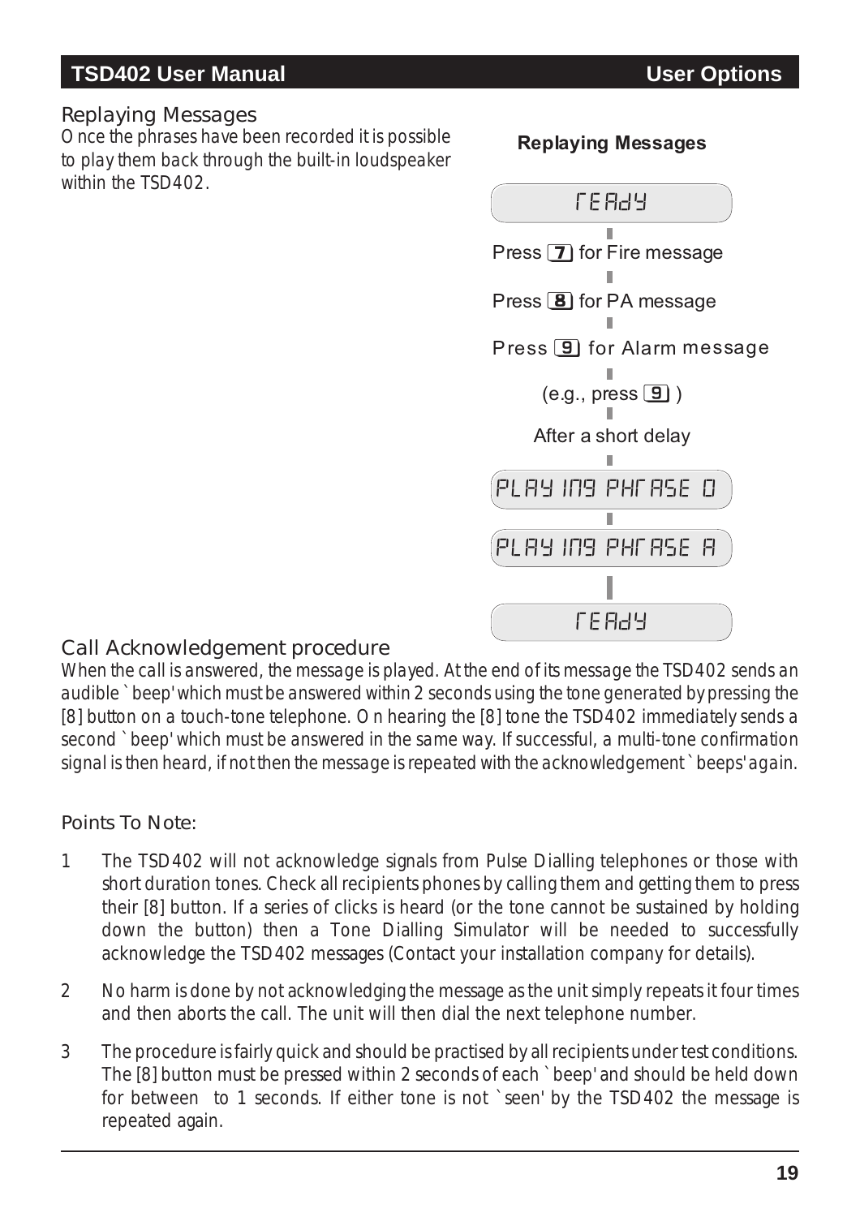## Replaying Messages

Once the phrases have been recorded it is possible to play them back through the built-in loudspeaker within the TSD402.

**Replaying Messages**

rEAdY

Press [7] for Fire message

Press [8] for PA message

Press [9] for Alarm message

(e.g., press [9] )

After a short delay

PLAYInG PHrASE 0

PLAYInG PHrASE A

rEAdY

## Call Acknowledgement procedure

When the call is answered, the message is played. At the end of its message the TSD402 sends an audible `beep' which must be answered within 2 seconds using the tone generated by pressing the [8] button on a touch-tone telephone. On hearing the [8] tone the TSD402 immediately sends a second `beep' which must be answered in the same way. If successful, a multi-tone confirmation signal is then heard, if not then the message is repeated with the acknowledgement `beeps' again.

## Points To Note:

1 The TSD402 will not acknowledge signals from Pulse Dialling telephones or those with short duration tones. Check all recipients phones by calling them and getting them to press their [8] button. If a series of clicks is heard (or the tone cannot be sustained by holding down the button) then a Tone Dialling Simulator will be needed to successfully acknowledge the TSD402 messages (Contact your installation company for details).

2 No harm is done by not acknowledging the message as the unit simply repeats it four times and then aborts the call. The unit will then dial the next telephone number.

3 The procedure is fairly quick and should be practised by all recipients under test conditions. The [8] button must be pressed within 2 seconds of each `beep' and should be held down for between  to 1 seconds. If either tone is not `seen' by the TSD402 the message is repeated again.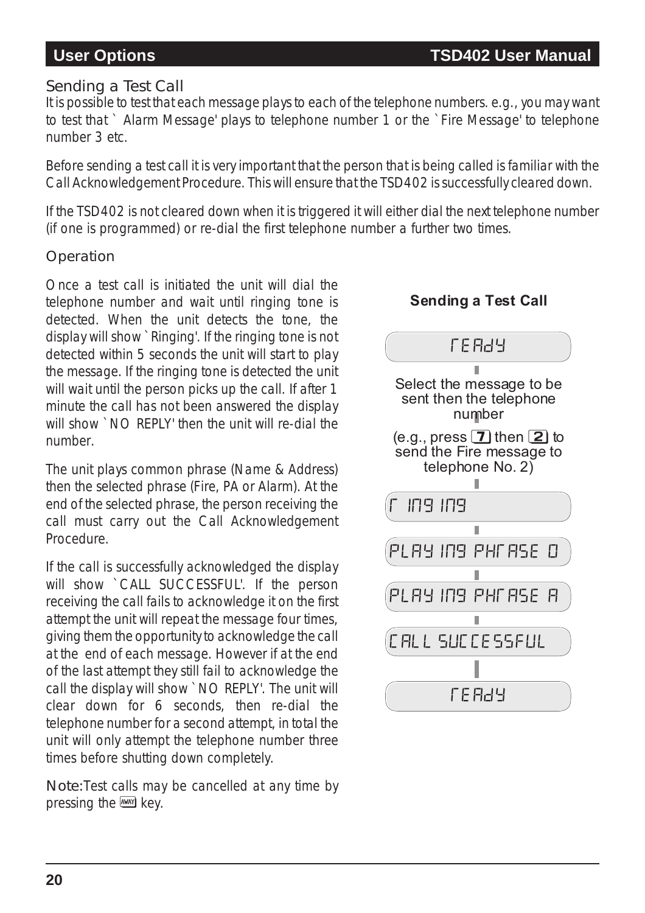## Sending a Test Call

It is possible to test that each message plays to each of the telephone numbers. e.g., you may want to test that `Alarm Message' plays to telephone number 1 or the `Fire Message' to telephone number 3 etc.

Before sending a test call it is very important that the person that is being called is familiar with the Call Acknowledgement Procedure. This will ensure that the TSD402 is successfully cleared down.

If the TSD402 is not cleared down when it is triggered it will either dial the next telephone number (if one is programmed) or re-dial the first telephone number a further two times.

### Operation

Once a test call is initiated the unit will dial the telephone number and wait until ringing tone is detected. When the unit detects the tone, the display will show `Ringing'. If the ringing tone is not detected within 5 seconds the unit will start to play the message. If the ringing tone is detected the unit will wait until the person picks up the call. If after 1 minute the call has not been answered the display will show `NO REPLY' then the unit will re-dial the number.

The unit plays common phrase (Name & Address) then the selected phrase (Fire, PA or Alarm). At the end of the selected phrase, the person receiving the call must carry out the Call Acknowledgement Procedure.

If the call is successfully acknowledged the display will show `CALL SUCCESSFUL'. If the person receiving the call fails to acknowledge it on the first attempt the unit will repeat the message four times, giving them the opportunity to acknowledge the call at the end of each message. However if at the end of the last attempt they still fail to acknowledge the call the display will show `NO REPLY'. The unit will clear down for 6 seconds, then re-dial the telephone number for a second attempt, in total the unit will only attempt the telephone number three times before shutting down completely.

Note: Test calls may be cancelled at any time by pressing the AWAY key.

**Sending a Test Call**

READY

Select the message to be sent then the telephone number

(e.g., press 7 then 2 to send the Fire message to telephone No. 2)

RINGING

PLAYING PHRASE 0

PLAYING PHRASE A

CALL SUCCESSFUL

READY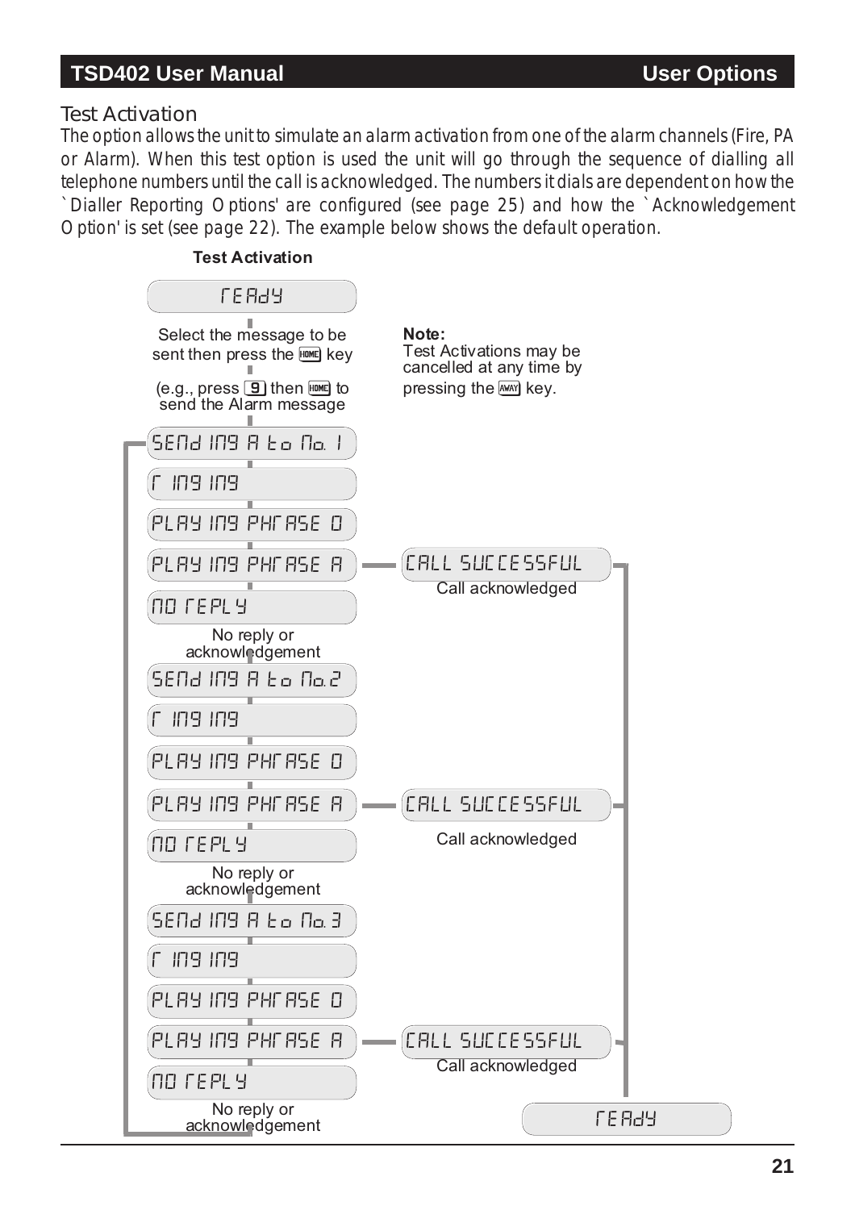## Test Activation

The option allows the unit to simulate an alarm activation from one of the alarm channels (Fire, PA or Alarm). When this test option is used the unit will go through the sequence of dialling all telephone numbers until the call is acknowledged. The numbers it dials are dependent on how the `Dialler Reporting Options' are configured (see page 25) and how the `Acknowledgement Option' is set (see page 22). The example below shows the default operation.

**Test Activation**

READY

Select the message to be sent then press the HOME key

(e.g., press 9 then HOME to send the Alarm message

**Note:**
Test Activations may be cancelled at any time by pressing the AWAY key.

SENDING A to No. 1

RINGING

PLAYING PHRASE 0

PLAYING PHRASE A — CALL SUCCESSFUL (Call acknowledged)

NO REPLY

No reply or acknowledgement

SENDING A to No.2

RINGING

PLAYING PHRASE 0

PLAYING PHRASE A — CALL SUCCESSFUL (Call acknowledged)

NO REPLY

No reply or acknowledgement

SENDING A to No.3

RINGING

PLAYING PHRASE 0

PLAYING PHRASE A — CALL SUCCESSFUL (Call acknowledged)

NO REPLY

No reply or acknowledgement

READY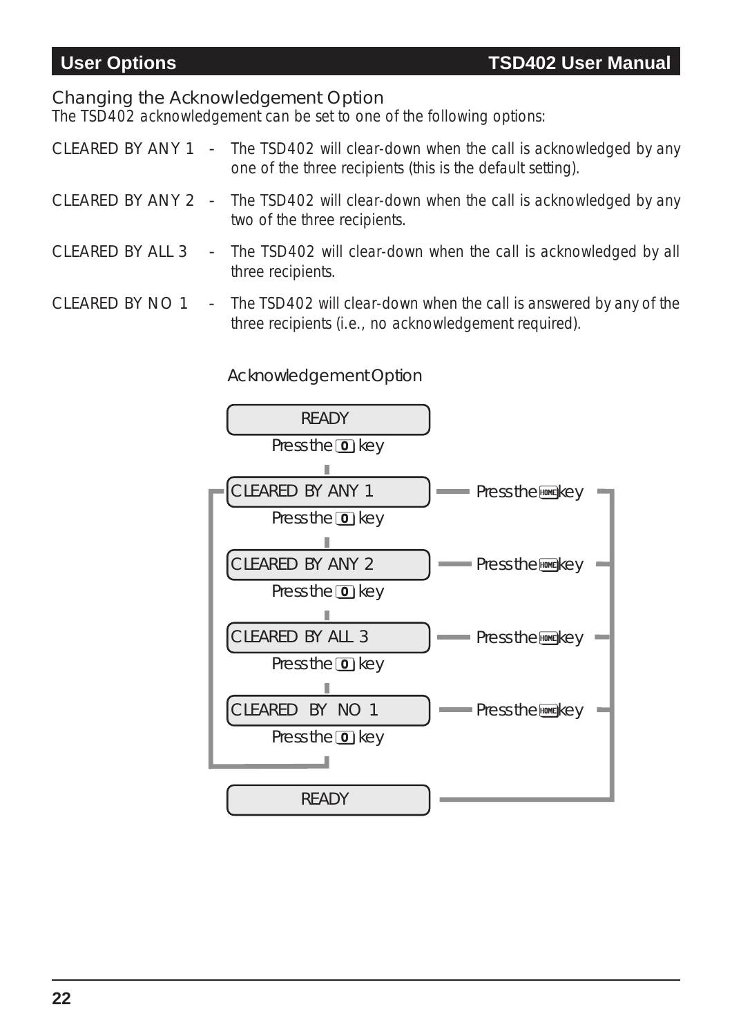## Changing the Acknowledgement Option

The TSD402 acknowledgement can be set to one of the following options:

CLEARED BY ANY 1 - The TSD402 will clear-down when the call is acknowledged by any one of the three recipients (this is the default setting).

CLEARED BY ANY 2 - The TSD402 will clear-down when the call is acknowledged by any two of the three recipients.

CLEARED BY ALL 3 - The TSD402 will clear-down when the call is acknowledged by all three recipients.

CLEARED BY NO 1 - The TSD402 will clear-down when the call is answered by any of the three recipients (i.e., no acknowledgement required).

Acknowledgement Option

READY

Press the 0 key

CLEARED BY ANY 1 — Press the HOME key

Press the 0 key

CLEARED BY ANY 2 — Press the HOME key

Press the 0 key

CLEARED BY ALL 3 — Press the HOME key

Press the 0 key

CLEARED BY NO 1 — Press the HOME key

Press the 0 key

READY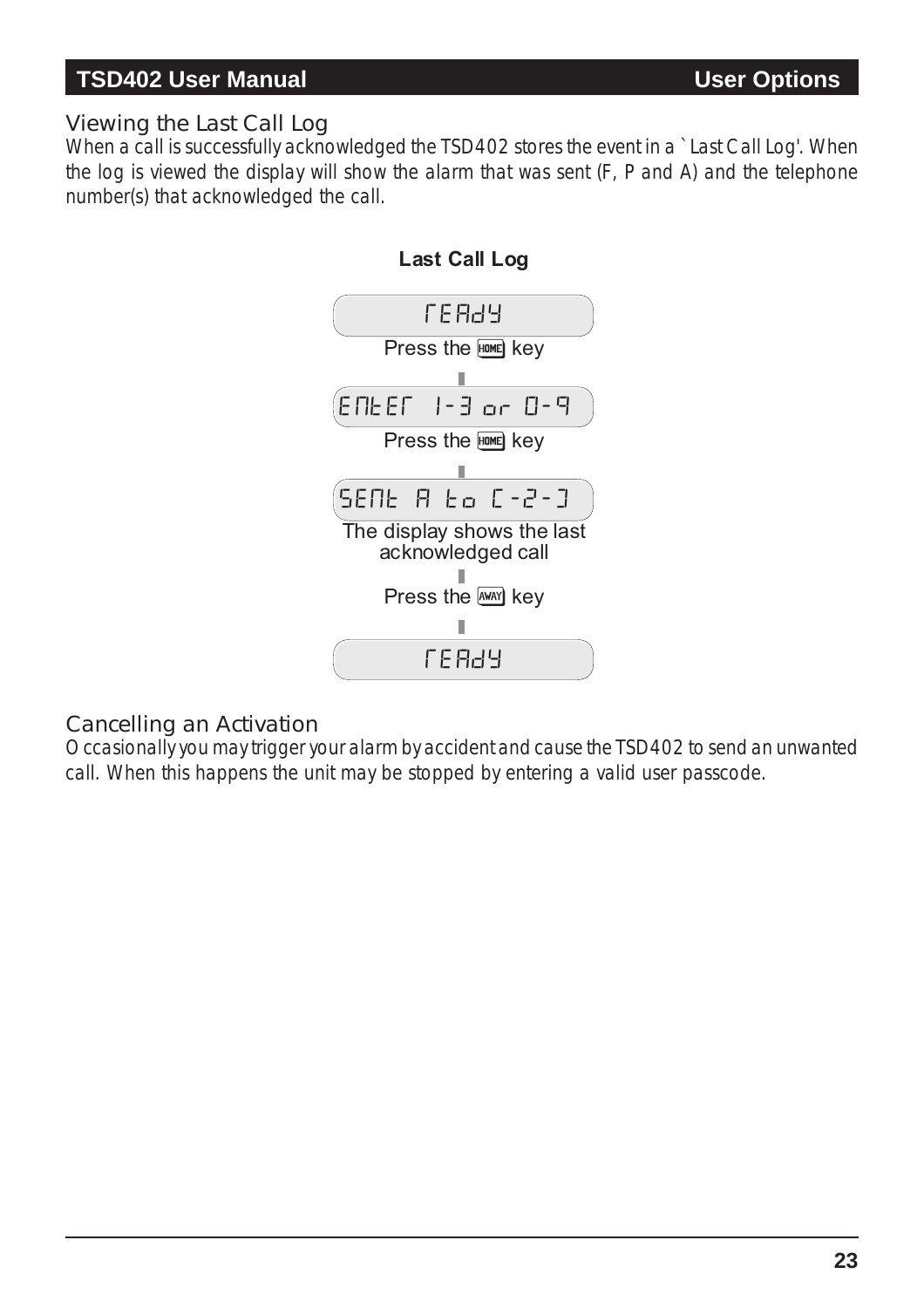## Viewing the Last Call Log

*When a call is successfully acknowledged the TSD402 stores the event in a `Last Call Log'. When the log is viewed the display will show the alarm that was sent (F, P and A) and the telephone number(s) that acknowledged the call.*

**Last Call Log**

rEAdY

Press the HOME key

EntEr 1-3 or 0-9

Press the HOME key

SEnt A to C-2-3

The display shows the last acknowledged call

Press the AWAY key

rEAdY

## Cancelling an Activation

*Occasionally you may trigger your alarm by accident and cause the TSD402 to send an unwanted call. When this happens the unit may be stopped by entering a valid user passcode.*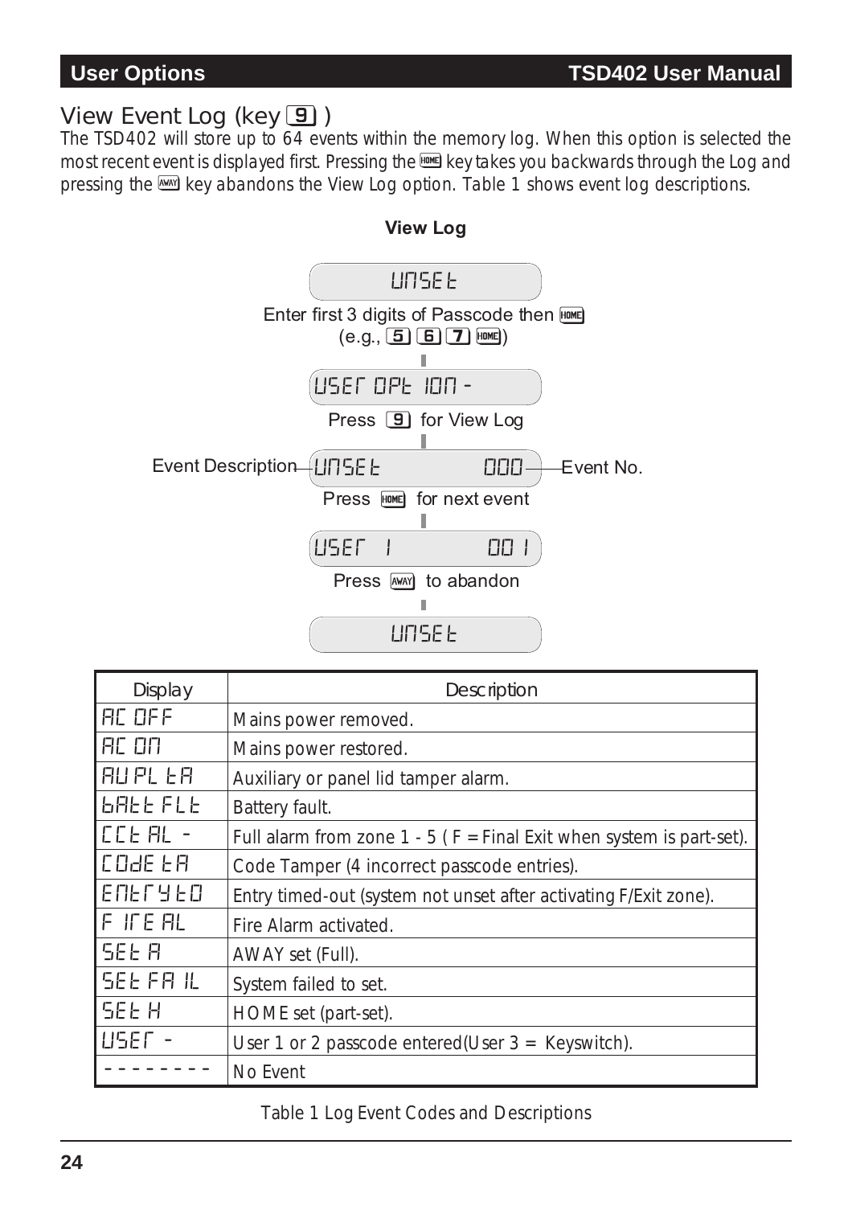## View Event Log (key 9)

The TSD402 will store up to 64 events within the memory log. When this option is selected the most recent event is displayed first. Pressing the HOME key takes you backwards through the Log and pressing the AWAY key abandons the View Log option. Table 1 shows event log descriptions.

**View Log**

UNSET

Enter first 3 digits of Passcode then HOME (e.g., 5 6 7 HOME)

USER OPTION -

Press 9 for View Log

Event Description — UNSET 000 — Event No.

Press HOME for next event

USER 1 001

Press AWAY to abandon

UNSET

| Display | Description |
|---|---|
| AC OFF | Mains power removed. |
| AC ON | Mains power restored. |
| AUPL TA | Auxiliary or panel lid tamper alarm. |
| BATT FLT | Battery fault. |
| CCT AL - | Full alarm from zone 1 - 5 ( F = Final Exit when system is part-set). |
| CODE TA | Code Tamper (4 incorrect passcode entries). |
| ENTRYTO | Entry timed-out (system not unset after activating F/Exit zone). |
| FIRE AL | Fire Alarm activated. |
| SET A | AWAY set (Full). |
| SET FAIL | System failed to set. |
| SET H | HOME set (part-set). |
| USER - | User 1 or 2 passcode entered(User 3 = Keyswitch). |
| -------- | No Event |

Table 1 Log Event Codes and Descriptions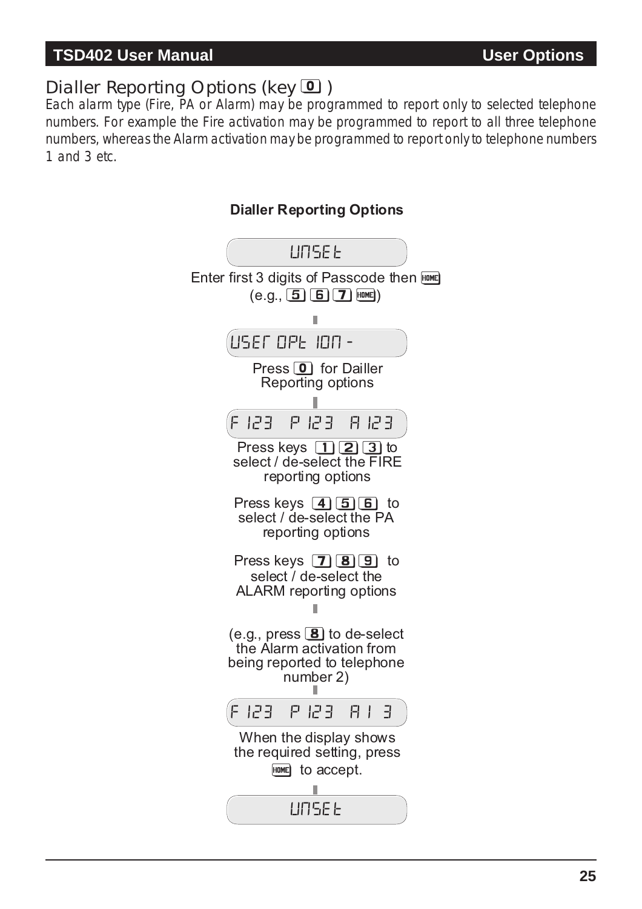## Dialler Reporting Options (key [0] )

*Each alarm type (Fire, PA or Alarm) may be programmed to report only to selected telephone numbers. For example the Fire activation may be programmed to report to all three telephone numbers, whereas the Alarm activation may be programmed to report only to telephone numbers 1 and 3 etc.*

**Dialler Reporting Options**

UNSET

Enter first 3 digits of Passcode then [HOME]
(e.g., [5] [6] [7] [HOME])

USER OPTION -

Press [0] for Dailler Reporting options

F 123 P 123 A 123

Press keys [1] [2] [3] to select / de-select the FIRE reporting options

Press keys [4] [5] [6] to select / de-select the PA reporting options

Press keys [7] [8] [9] to select / de-select the ALARM reporting options

(e.g., press [8] to de-select the Alarm activation from being reported to telephone number 2)

F 123 P 123 A 1 3

When the display shows the required setting, press [HOME] to accept.

UNSET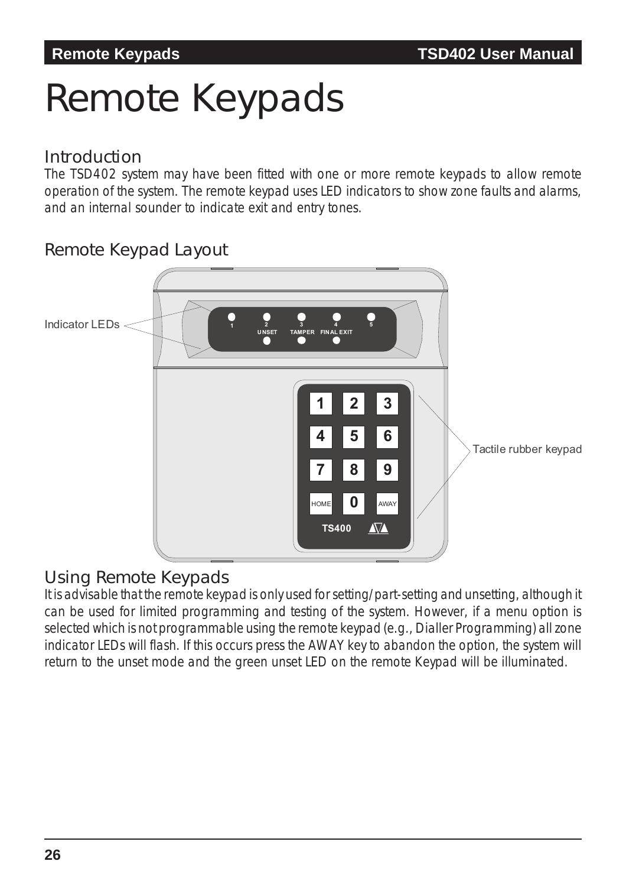# Remote Keypads

## Introduction

The TSD402 system may have been fitted with one or more remote keypads to allow remote operation of the system. The remote keypad uses LED indicators to show zone faults and alarms, and an internal sounder to indicate exit and entry tones.

## Remote Keypad Layout

Indicator LEDs

1 2 UNSET 3 TAMPER 4 FINAL EXIT 5

1 2 3
4 5 6
7 8 9
HOME 0 AWAY

TS400

Tactile rubber keypad

## Using Remote Keypads

It is advisable that the remote keypad is only used for setting/part-setting and unsetting, although it can be used for limited programming and testing of the system. However, if a menu option is selected which is not programmable using the remote keypad (e.g., Dialler Programming) all zone indicator LEDs will flash. If this occurs press the AWAY key to abandon the option, the system will return to the unset mode and the green unset LED on the remote Keypad will be illuminated.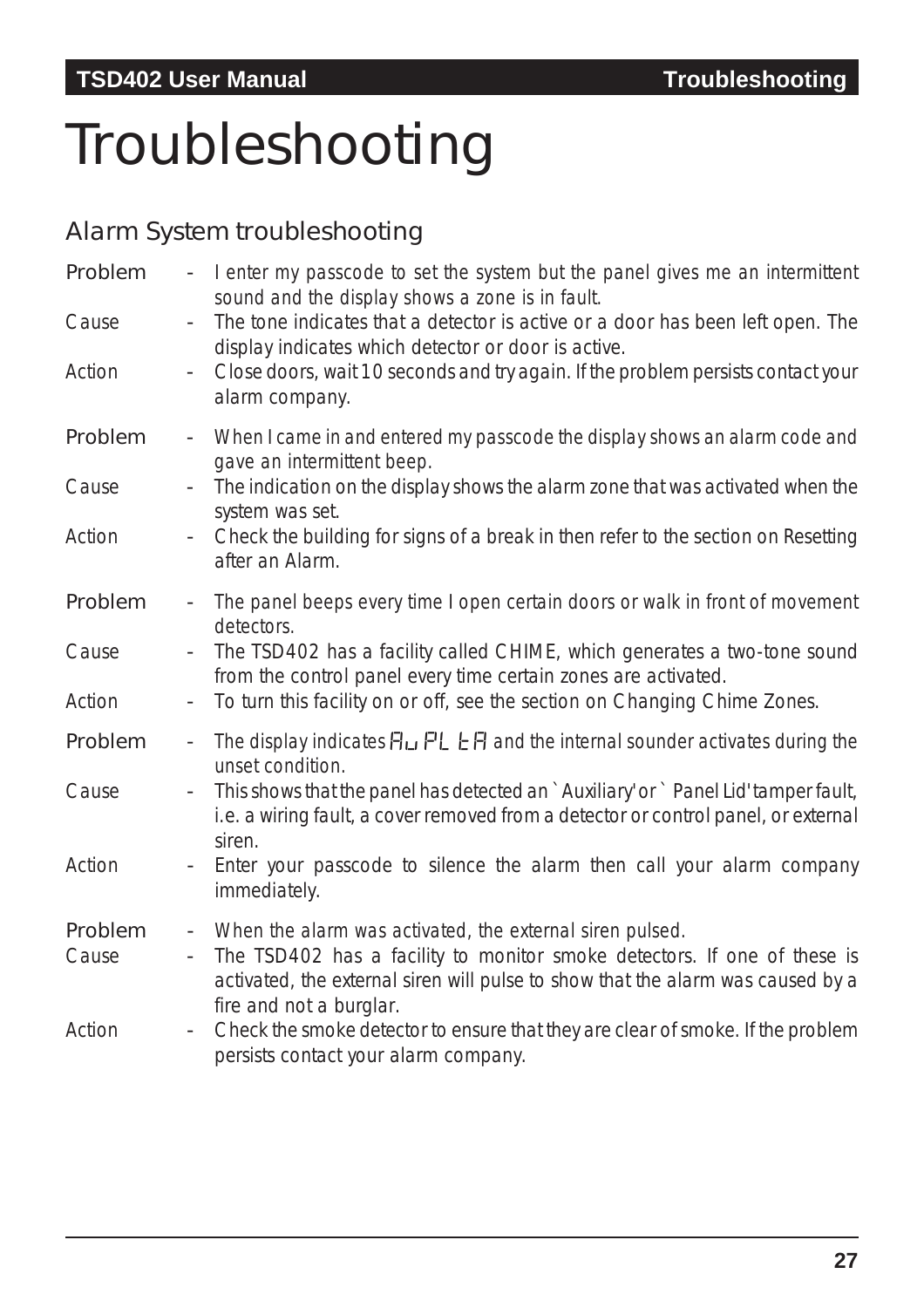# Troubleshooting

## Alarm System troubleshooting

Problem - I enter my passcode to set the system but the panel gives me an intermittent sound and the display shows a zone is in fault.

Cause - The tone indicates that a detector is active or a door has been left open. The display indicates which detector or door is active.

Action - Close doors, wait 10 seconds and try again. If the problem persists contact your alarm company.

Problem - When I came in and entered my passcode the display shows an alarm code and gave an intermittent beep.

Cause - The indication on the display shows the alarm zone that was activated when the system was set.

Action - Check the building for signs of a break in then refer to the section on Resetting after an Alarm.

Problem - The panel beeps every time I open certain doors or walk in front of movement detectors.

Cause - The TSD402 has a facility called CHIME, which generates a two-tone sound from the control panel every time certain zones are activated.

Action - To turn this facility on or off, see the section on Changing Chime Zones.

Problem - The display indicates Au PL tA and the internal sounder activates during the unset condition.

Cause - This shows that the panel has detected an `Auxiliary' or `Panel Lid' tamper fault, i.e. a wiring fault, a cover removed from a detector or control panel, or external siren.

Action - Enter your passcode to silence the alarm then call your alarm company immediately.

Problem - When the alarm was activated, the external siren pulsed.

Cause - The TSD402 has a facility to monitor smoke detectors. If one of these is activated, the external siren will pulse to show that the alarm was caused by a fire and not a burglar.

Action - Check the smoke detector to ensure that they are clear of smoke. If the problem persists contact your alarm company.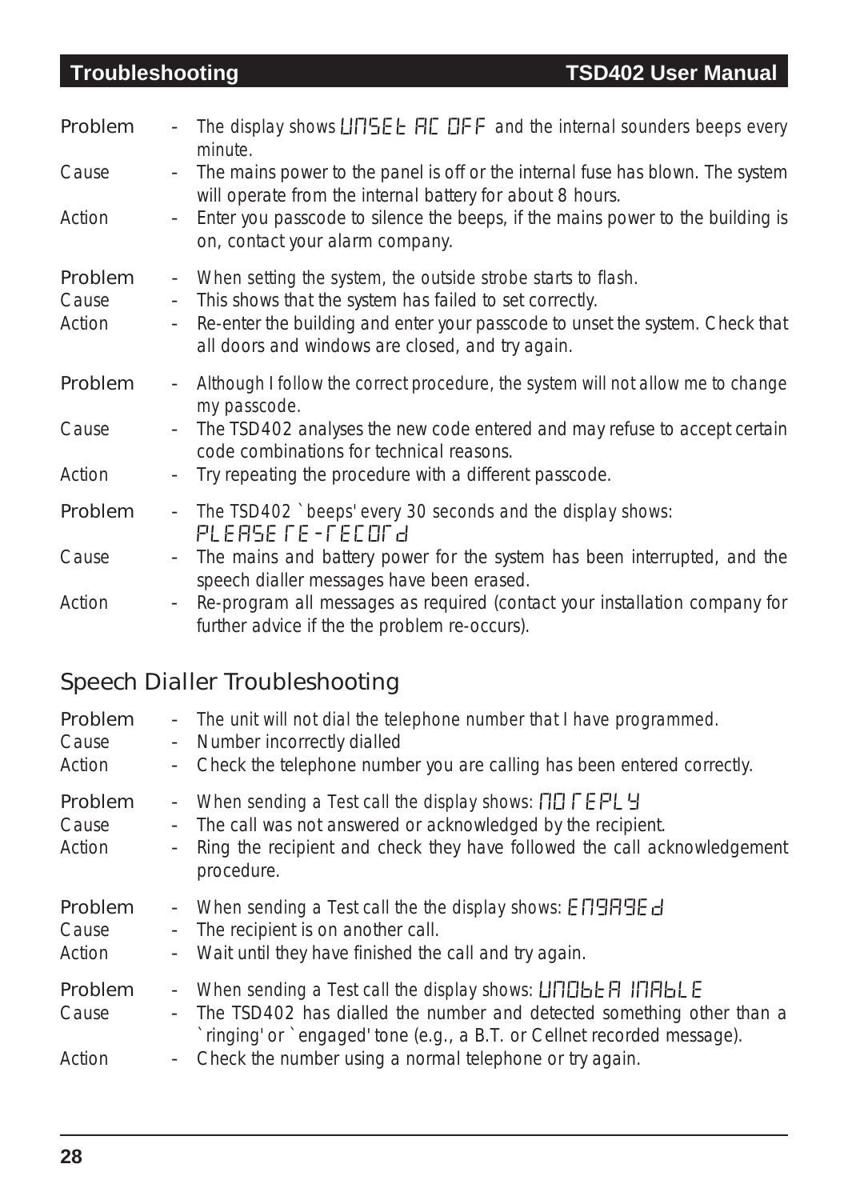| | | |
|---|---|---|
| Problem | - | The display shows UNSEt AC OFF and the internal sounders beeps every minute. |
| Cause | - | The mains power to the panel is off or the internal fuse has blown. The system will operate from the internal battery for about 8 hours. |
| Action | - | Enter you passcode to silence the beeps, if the mains power to the building is on, contact your alarm company. |
| Problem | - | When setting the system, the outside strobe starts to flash. |
| Cause | - | This shows that the system has failed to set correctly. |
| Action | - | Re-enter the building and enter your passcode to unset the system. Check that all doors and windows are closed, and try again. |
| Problem | - | Although I follow the correct procedure, the system will not allow me to change my passcode. |
| Cause | - | The TSD402 analyses the new code entered and may refuse to accept certain code combinations for technical reasons. |
| Action | - | Try repeating the procedure with a different passcode. |
| Problem | - | The TSD402 `beeps' every 30 seconds and the display shows: PLEASE rE-rECOrd |
| Cause | - | The mains and battery power for the system has been interrupted, and the speech dialler messages have been erased. |
| Action | - | Re-program all messages as required (contact your installation company for further advice if the the problem re-occurs). |

## Speech Dialler Troubleshooting

| | | |
|---|---|---|
| Problem | - | The unit will not dial the telephone number that I have programmed. |
| Cause | - | Number incorrectly dialled |
| Action | - | Check the telephone number you are calling has been entered correctly. |
| Problem | - | When sending a Test call the display shows: NO rEPLY |
| Cause | - | The call was not answered or acknowledged by the recipient. |
| Action | - | Ring the recipient and check they have followed the call acknowledgement procedure. |
| Problem | - | When sending a Test call the the display shows: ENGAGEd |
| Cause | - | The recipient is on another call. |
| Action | - | Wait until they have finished the call and try again. |
| Problem | - | When sending a Test call the display shows: UNObtAINAbLE |
| Cause | - | The TSD402 has dialled the number and detected something other than a `ringing' or `engaged' tone (e.g., a B.T. or Cellnet recorded message). |
| Action | - | Check the number using a normal telephone or try again. |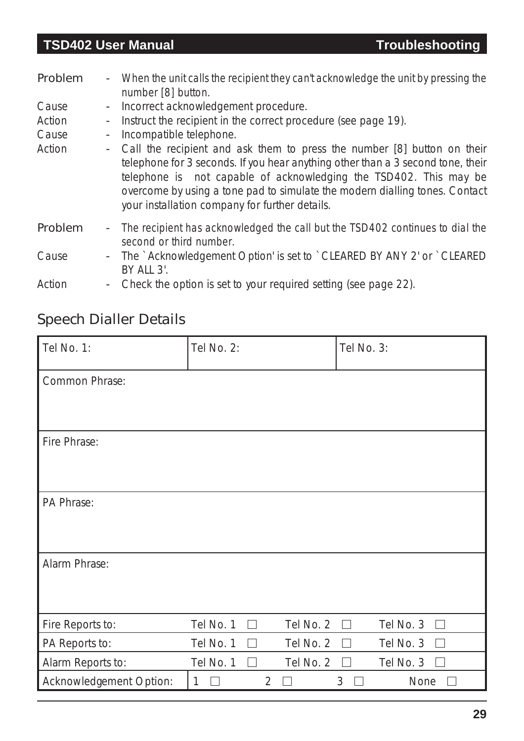| | | |
|---|---|---|
| Problem | - | When the unit calls the recipient they can't acknowledge the unit by pressing the number [8] button. |
| Cause | - | Incorrect acknowledgement procedure. |
| Action | - | Instruct the recipient in the correct procedure (see page 19). |
| Cause | - | Incompatible telephone. |
| Action | - | Call the recipient and ask them to press the number [8] button on their telephone for 3 seconds. If you hear anything other than a 3 second tone, their telephone is not capable of acknowledging the TSD402. This may be overcome by using a tone pad to simulate the modern dialling tones. Contact your installation company for further details. |
| Problem | - | The recipient has acknowledged the call but the TSD402 continues to dial the second or third number. |
| Cause | - | The `Acknowledgement Option' is set to `CLEARED BY ANY 2' or `CLEARED BY ALL 3'. |
| Action | - | Check the option is set to your required setting (see page 22). |

## Speech Dialler Details

| Tel No. 1: | Tel No. 2: | | Tel No. 3: | |
|---|---|---|---|---|
| Common Phrase: | | | | |
| Fire Phrase: | | | | |
| PA Phrase: | | | | |
| Alarm Phrase: | | | | |
| Fire Reports to: | Tel No. 1 ☐ | Tel No. 2 ☐ | Tel No. 3 ☐ | |
| PA Reports to: | Tel No. 1 ☐ | Tel No. 2 ☐ | Tel No. 3 ☐ | |
| Alarm Reports to: | Tel No. 1 ☐ | Tel No. 2 ☐ | Tel No. 3 ☐ | |
| Acknowledgement Option: | 1 ☐ | 2 ☐ | 3 ☐ | None ☐ |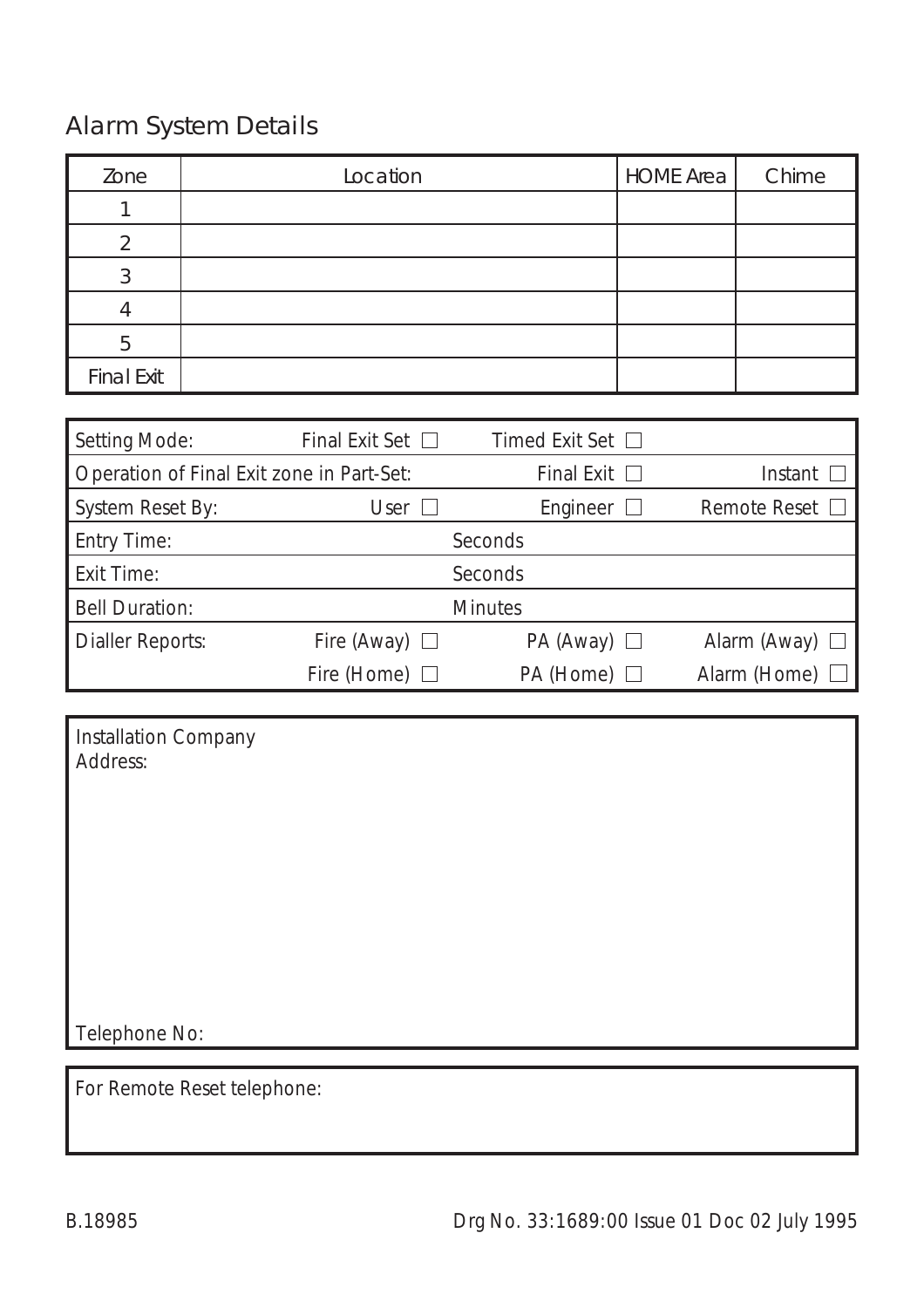## Alarm System Details

| Zone | Location | HOME Area | Chime |
|---|---|---|---|
| 1 | | | |
| 2 | | | |
| 3 | | | |
| 4 | | | |
| 5 | | | |
| Final Exit | | | |

| | | | |
|---|---|---|---|
| Setting Mode: | Final Exit Set ☐ | Timed Exit Set ☐ | |
| Operation of Final Exit zone in Part-Set: | | Final Exit ☐ | Instant ☐ |
| System Reset By: | User ☐ | Engineer ☐ | Remote Reset ☐ |
| Entry Time: | | Seconds | |
| Exit Time: | | Seconds | |
| Bell Duration: | | Minutes | |
| Dialler Reports: | Fire (Away) ☐ | PA (Away) ☐ | Alarm (Away) ☐ |
| | Fire (Home) ☐ | PA (Home) ☐ | Alarm (Home) ☐ |

Installation Company
Address:

Telephone No:

For Remote Reset telephone:

B.18985

Drg No. 33:1689:00 Issue 01 Doc 02 July 1995